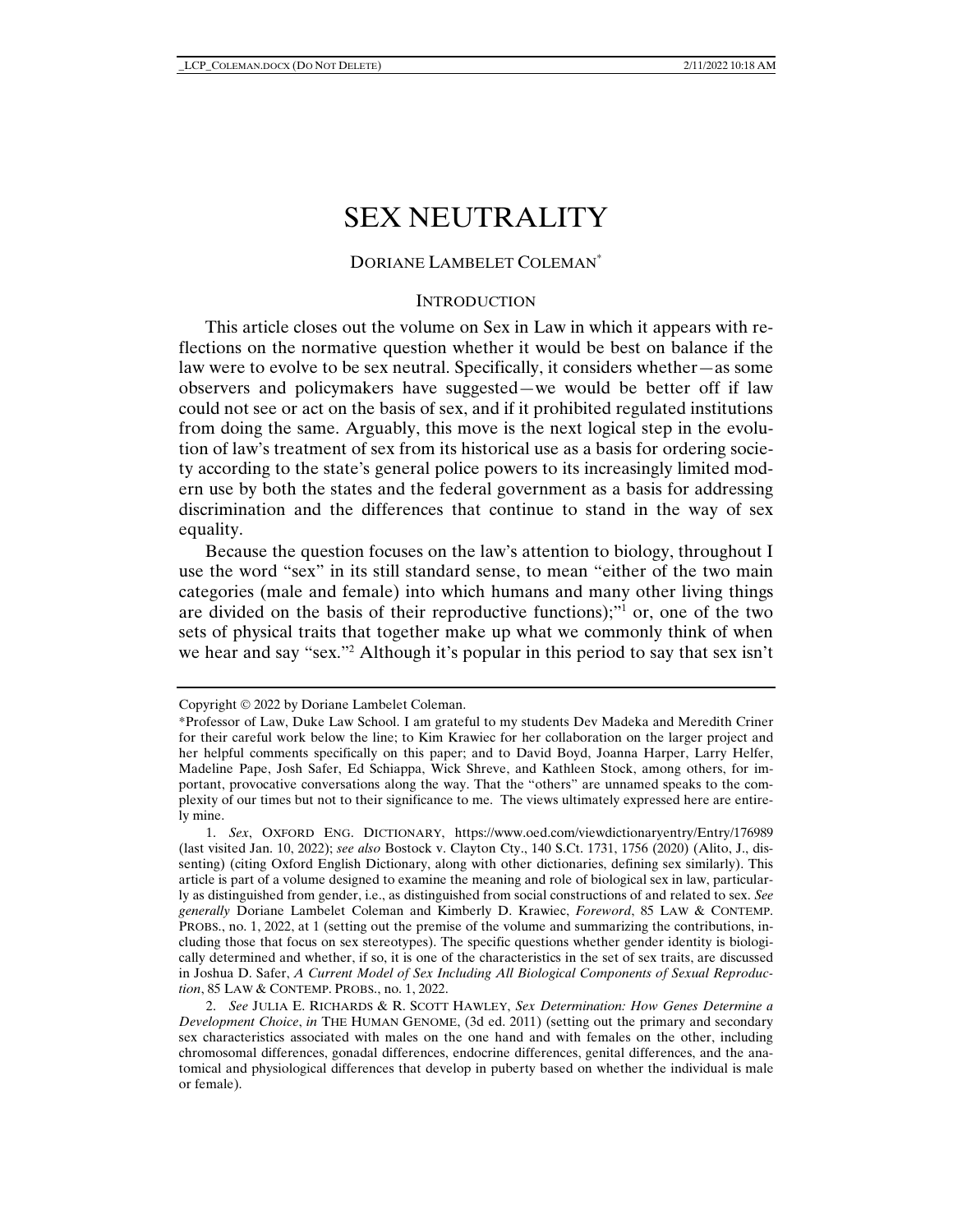# SEX NEUTRALITY

DORIANE LAMBELET COLEMAN*

## INTRODUCTION

This article closes out the volume on Sex in Law in which it appears with reflections on the normative question whether it would be best on balance if the law were to evolve to be sex neutral. Specifically, it considers whether—as some observers and policymakers have suggested—we would be better off if law could not see or act on the basis of sex, and if it prohibited regulated institutions from doing the same. Arguably, this move is the next logical step in the evolution of law's treatment of sex from its historical use as a basis for ordering society according to the state's general police powers to its increasingly limited modern use by both the states and the federal government as a basis for addressing discrimination and the differences that continue to stand in the way of sex equality.

Because the question focuses on the law's attention to biology, throughout I use the word "sex" in its still standard sense, to mean "either of the two main categories (male and female) into which humans and many other living things are divided on the basis of their reproductive functions);"[1] or, one of the two sets of physical traits that together make up what we commonly think of when we hear and say "sex."[2] Although it's popular in this period to say that sex isn't

---

Copyright © 2022 by Doriane Lambelet Coleman.

*Professor of Law, Duke Law School. I am grateful to my students Dev Madeka and Meredith Criner for their careful work below the line; to Kim Krawiec for her collaboration on the larger project and her helpful comments specifically on this paper; and to David Boyd, Joanna Harper, Larry Helfer, Madeline Pape, Josh Safer, Ed Schiappa, Wick Shreve, and Kathleen Stock, among others, for important, provocative conversations along the way. That the "others" are unnamed speaks to the complexity of our times but not to their significance to me. The views ultimately expressed here are entirely mine.

1. *Sex*, OXFORD ENG. DICTIONARY, https://www.oed.com/viewdictionaryentry/Entry/176989 (last visited Jan. 10, 2022); *see also* Bostock v. Clayton Cty., 140 S.Ct. 1731, 1756 (2020) (Alito, J., dissenting) (citing Oxford English Dictionary, along with other dictionaries, defining sex similarly). This article is part of a volume designed to examine the meaning and role of biological sex in law, particularly as distinguished from gender, i.e., as distinguished from social constructions of and related to sex. *See generally* Doriane Lambelet Coleman and Kimberly D. Krawiec, *Foreword*, 85 LAW & CONTEMP. PROBS., no. 1, 2022, at 1 (setting out the premise of the volume and summarizing the contributions, including those that focus on sex stereotypes). The specific questions whether gender identity is biologically determined and whether, if so, it is one of the characteristics in the set of sex traits, are discussed in Joshua D. Safer, *A Current Model of Sex Including All Biological Components of Sexual Reproduction*, 85 LAW & CONTEMP. PROBS., no. 1, 2022.

2. *See* JULIA E. RICHARDS & R. SCOTT HAWLEY, *Sex Determination: How Genes Determine a Development Choice*, *in* THE HUMAN GENOME, (3d ed. 2011) (setting out the primary and secondary sex characteristics associated with males on the one hand and with females on the other, including chromosomal differences, gonadal differences, endocrine differences, genital differences, and the anatomical and physiological differences that develop in puberty based on whether the individual is male or female).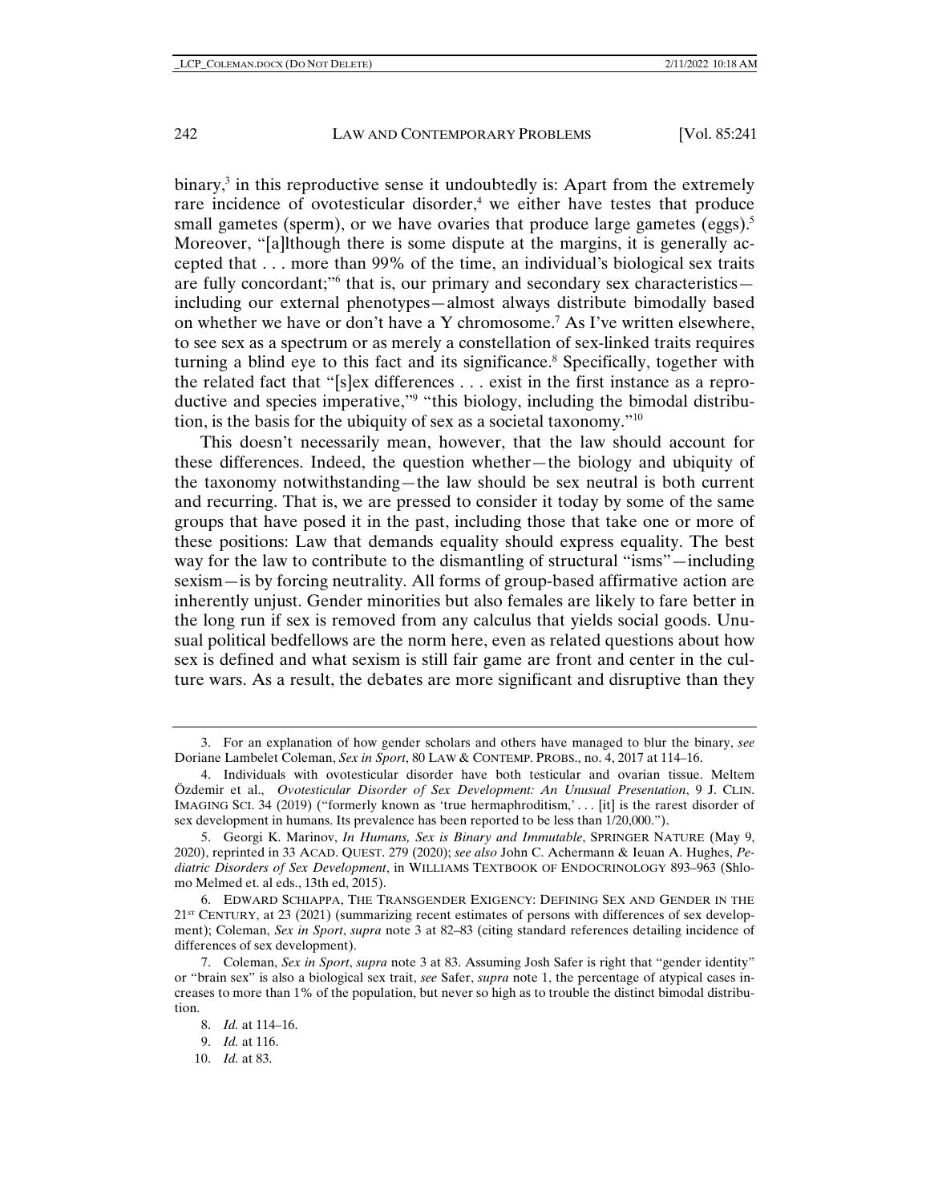binary,[3] in this reproductive sense it undoubtedly is: Apart from the extremely rare incidence of ovotesticular disorder,[4] we either have testes that produce small gametes (sperm), or we have ovaries that produce large gametes (eggs).[5] Moreover, "[a]lthough there is some dispute at the margins, it is generally accepted that . . . more than 99% of the time, an individual's biological sex traits are fully concordant;"[6] that is, our primary and secondary sex characteristics—including our external phenotypes—almost always distribute bimodally based on whether we have or don't have a Y chromosome.[7] As I've written elsewhere, to see sex as a spectrum or as merely a constellation of sex-linked traits requires turning a blind eye to this fact and its significance.[8] Specifically, together with the related fact that "[s]ex differences . . . exist in the first instance as a reproductive and species imperative,"[9] "this biology, including the bimodal distribution, is the basis for the ubiquity of sex as a societal taxonomy."[10]

This doesn't necessarily mean, however, that the law should account for these differences. Indeed, the question whether—the biology and ubiquity of the taxonomy notwithstanding—the law should be sex neutral is both current and recurring. That is, we are pressed to consider it today by some of the same groups that have posed it in the past, including those that take one or more of these positions: Law that demands equality should express equality. The best way for the law to contribute to the dismantling of structural "isms"—including sexism—is by forcing neutrality. All forms of group-based affirmative action are inherently unjust. Gender minorities but also females are likely to fare better in the long run if sex is removed from any calculus that yields social goods. Unusual political bedfellows are the norm here, even as related questions about how sex is defined and what sexism is still fair game are front and center in the culture wars. As a result, the debates are more significant and disruptive than they

---

3. For an explanation of how gender scholars and others have managed to blur the binary, *see* Doriane Lambelet Coleman, *Sex in Sport*, 80 LAW & CONTEMP. PROBS., no. 4, 2017 at 114–16.

4. Individuals with ovotesticular disorder have both testicular and ovarian tissue. Meltem Özdemir et al., *Ovotesticular Disorder of Sex Development: An Unusual Presentation*, 9 J. CLIN. IMAGING SCI. 34 (2019) ("formerly known as 'true hermaphroditism,' . . . [it] is the rarest disorder of sex development in humans. Its prevalence has been reported to be less than 1/20,000.").

5. Georgi K. Marinov, *In Humans, Sex is Binary and Immutable*, SPRINGER NATURE (May 9, 2020), reprinted in 33 ACAD. QUEST. 279 (2020); *see also* John C. Achermann & Ieuan A. Hughes, *Pediatric Disorders of Sex Development*, in WILLIAMS TEXTBOOK OF ENDOCRINOLOGY 893–963 (Shlomo Melmed et. al eds., 13th ed, 2015).

6. EDWARD SCHIAPPA, THE TRANSGENDER EXIGENCY: DEFINING SEX AND GENDER IN THE 21ST CENTURY, at 23 (2021) (summarizing recent estimates of persons with differences of sex development); Coleman, *Sex in Sport*, *supra* note 3 at 82–83 (citing standard references detailing incidence of differences of sex development).

7. Coleman, *Sex in Sport*, *supra* note 3 at 83. Assuming Josh Safer is right that "gender identity" or "brain sex" is also a biological sex trait, *see* Safer, *supra* note 1, the percentage of atypical cases increases to more than 1% of the population, but never so high as to trouble the distinct bimodal distribution.

8. *Id.* at 114–16.

9. *Id.* at 116.

10. *Id.* at 83.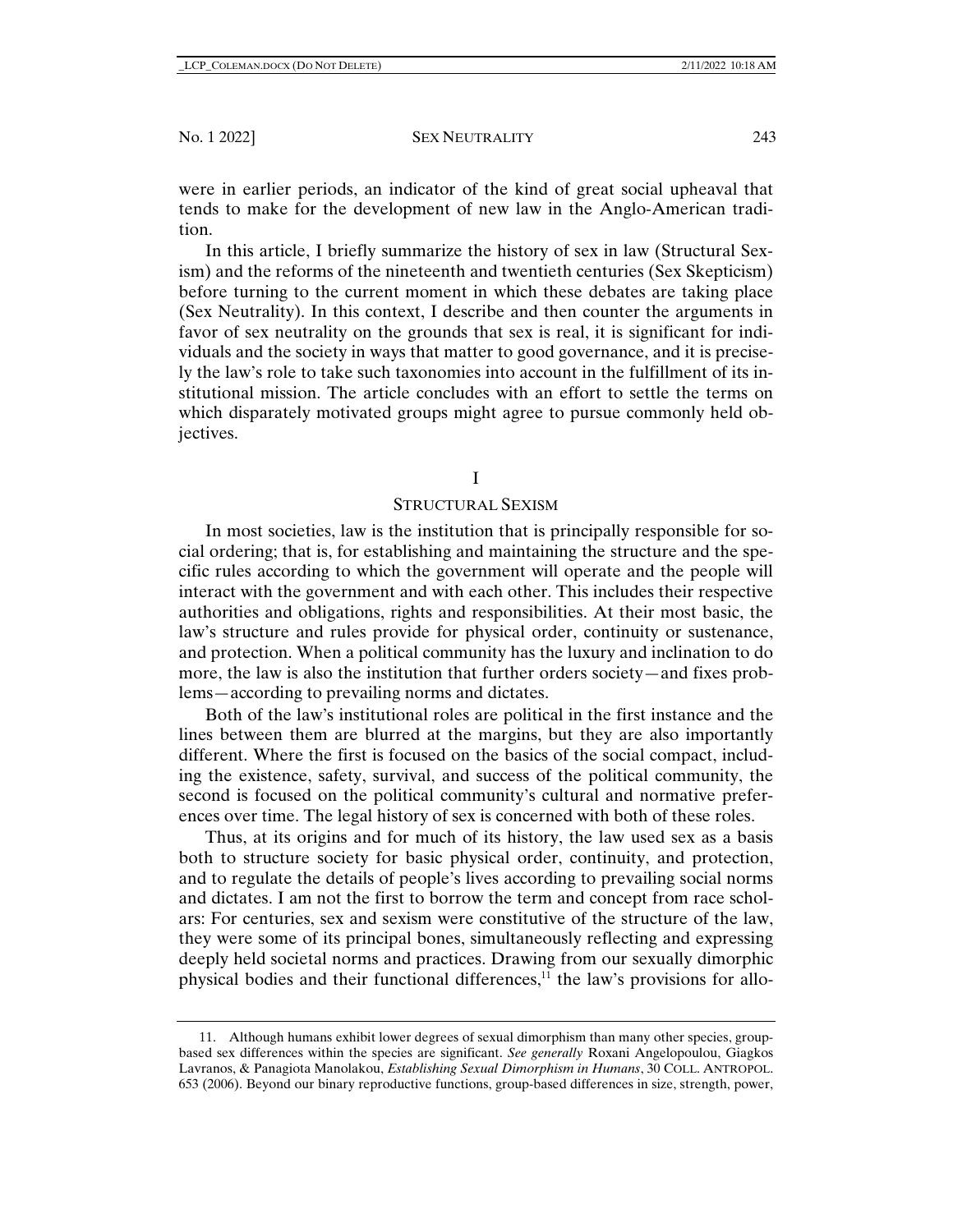were in earlier periods, an indicator of the kind of great social upheaval that tends to make for the development of new law in the Anglo-American tradition.

In this article, I briefly summarize the history of sex in law (Structural Sexism) and the reforms of the nineteenth and twentieth centuries (Sex Skepticism) before turning to the current moment in which these debates are taking place (Sex Neutrality). In this context, I describe and then counter the arguments in favor of sex neutrality on the grounds that sex is real, it is significant for individuals and the society in ways that matter to good governance, and it is precisely the law's role to take such taxonomies into account in the fulfillment of its institutional mission. The article concludes with an effort to settle the terms on which disparately motivated groups might agree to pursue commonly held objectives.

## I

## STRUCTURAL SEXISM

In most societies, law is the institution that is principally responsible for social ordering; that is, for establishing and maintaining the structure and the specific rules according to which the government will operate and the people will interact with the government and with each other. This includes their respective authorities and obligations, rights and responsibilities. At their most basic, the law's structure and rules provide for physical order, continuity or sustenance, and protection. When a political community has the luxury and inclination to do more, the law is also the institution that further orders society—and fixes problems—according to prevailing norms and dictates.

Both of the law's institutional roles are political in the first instance and the lines between them are blurred at the margins, but they are also importantly different. Where the first is focused on the basics of the social compact, including the existence, safety, survival, and success of the political community, the second is focused on the political community's cultural and normative preferences over time. The legal history of sex is concerned with both of these roles.

Thus, at its origins and for much of its history, the law used sex as a basis both to structure society for basic physical order, continuity, and protection, and to regulate the details of people's lives according to prevailing social norms and dictates. I am not the first to borrow the term and concept from race scholars: For centuries, sex and sexism were constitutive of the structure of the law, they were some of its principal bones, simultaneously reflecting and expressing deeply held societal norms and practices. Drawing from our sexually dimorphic physical bodies and their functional differences,[11] the law's provisions for allo-

11. Although humans exhibit lower degrees of sexual dimorphism than many other species, group-based sex differences within the species are significant. *See generally* Roxani Angelopoulou, Giagkos Lavranos, & Panagiota Manolakou, *Establishing Sexual Dimorphism in Humans*, 30 COLL. ANTROPOL. 653 (2006). Beyond our binary reproductive functions, group-based differences in size, strength, power,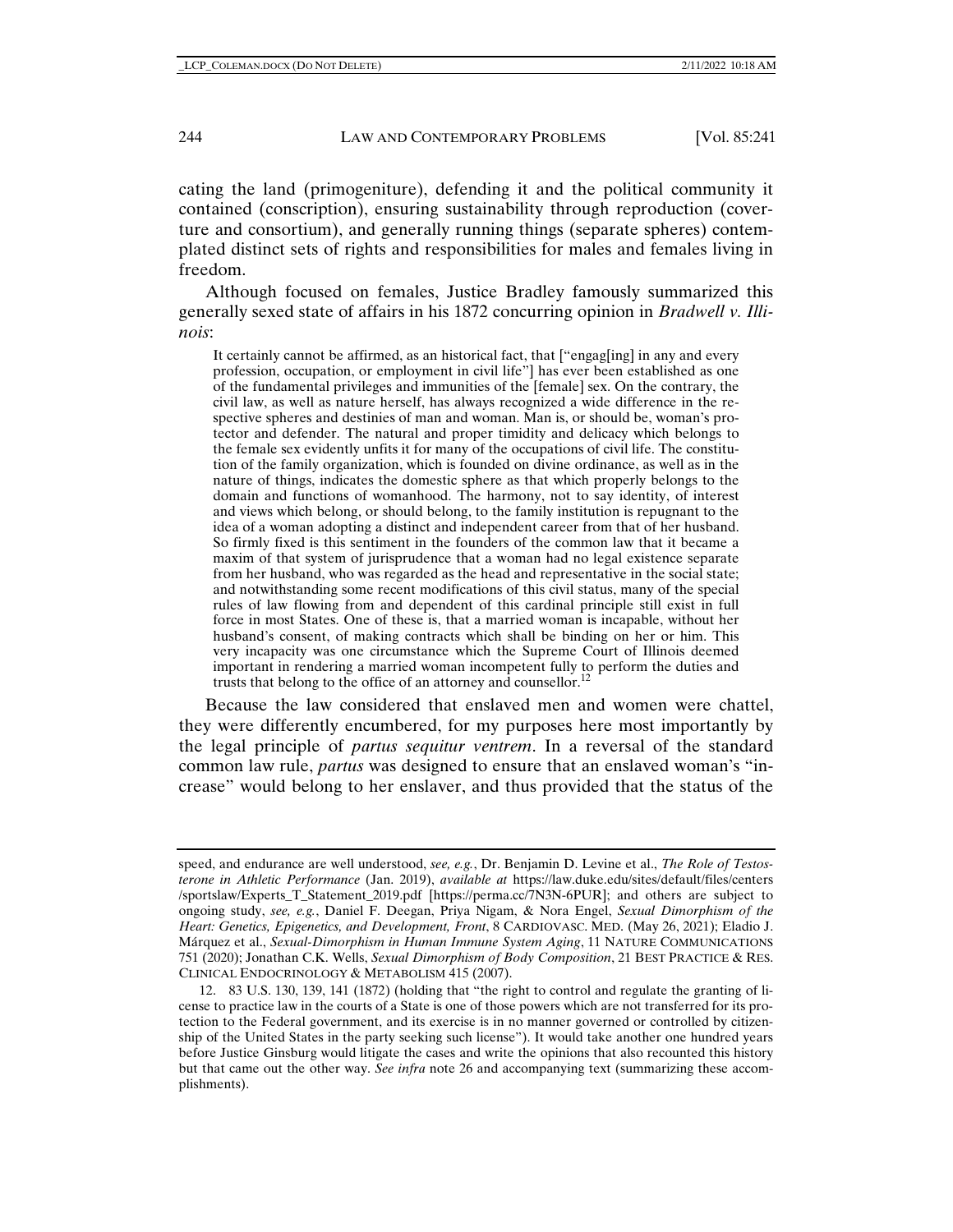cating the land (primogeniture), defending it and the political community it contained (conscription), ensuring sustainability through reproduction (coverture and consortium), and generally running things (separate spheres) contemplated distinct sets of rights and responsibilities for males and females living in freedom.

Although focused on females, Justice Bradley famously summarized this generally sexed state of affairs in his 1872 concurring opinion in *Bradwell v. Illinois*:

> It certainly cannot be affirmed, as an historical fact, that ["engag[ing] in any and every profession, occupation, or employment in civil life"] has ever been established as one of the fundamental privileges and immunities of the [female] sex. On the contrary, the civil law, as well as nature herself, has always recognized a wide difference in the respective spheres and destinies of man and woman. Man is, or should be, woman's protector and defender. The natural and proper timidity and delicacy which belongs to the female sex evidently unfits it for many of the occupations of civil life. The constitution of the family organization, which is founded on divine ordinance, as well as in the nature of things, indicates the domestic sphere as that which properly belongs to the domain and functions of womanhood. The harmony, not to say identity, of interest and views which belong, or should belong, to the family institution is repugnant to the idea of a woman adopting a distinct and independent career from that of her husband. So firmly fixed is this sentiment in the founders of the common law that it became a maxim of that system of jurisprudence that a woman had no legal existence separate from her husband, who was regarded as the head and representative in the social state; and notwithstanding some recent modifications of this civil status, many of the special rules of law flowing from and dependent of this cardinal principle still exist in full force in most States. One of these is, that a married woman is incapable, without her husband's consent, of making contracts which shall be binding on her or him. This very incapacity was one circumstance which the Supreme Court of Illinois deemed important in rendering a married woman incompetent fully to perform the duties and trusts that belong to the office of an attorney and counsellor.[12]

Because the law considered that enslaved men and women were chattel, they were differently encumbered, for my purposes here most importantly by the legal principle of *partus sequitur ventrem*. In a reversal of the standard common law rule, *partus* was designed to ensure that an enslaved woman's "increase" would belong to her enslaver, and thus provided that the status of the

---

speed, and endurance are well understood, *see, e.g.*, Dr. Benjamin D. Levine et al., *The Role of Testosterone in Athletic Performance* (Jan. 2019), *available at* https://law.duke.edu/sites/default/files/centers/sportslaw/Experts_T_Statement_2019.pdf [https://perma.cc/7N3N-6PUR]; and others are subject to ongoing study, *see, e.g.*, Daniel F. Deegan, Priya Nigam, & Nora Engel, *Sexual Dimorphism of the Heart: Genetics, Epigenetics, and Development, Front*, 8 CARDIOVASC. MED. (May 26, 2021); Eladio J. Márquez et al., *Sexual-Dimorphism in Human Immune System Aging*, 11 NATURE COMMUNICATIONS 751 (2020); Jonathan C.K. Wells, *Sexual Dimorphism of Body Composition*, 21 BEST PRACTICE & RES. CLINICAL ENDOCRINOLOGY & METABOLISM 415 (2007).

12. 83 U.S. 130, 139, 141 (1872) (holding that "the right to control and regulate the granting of license to practice law in the courts of a State is one of those powers which are not transferred for its protection to the Federal government, and its exercise is in no manner governed or controlled by citizenship of the United States in the party seeking such license"). It would take another one hundred years before Justice Ginsburg would litigate the cases and write the opinions that also recounted this history but that came out the other way. *See infra* note 26 and accompanying text (summarizing these accomplishments).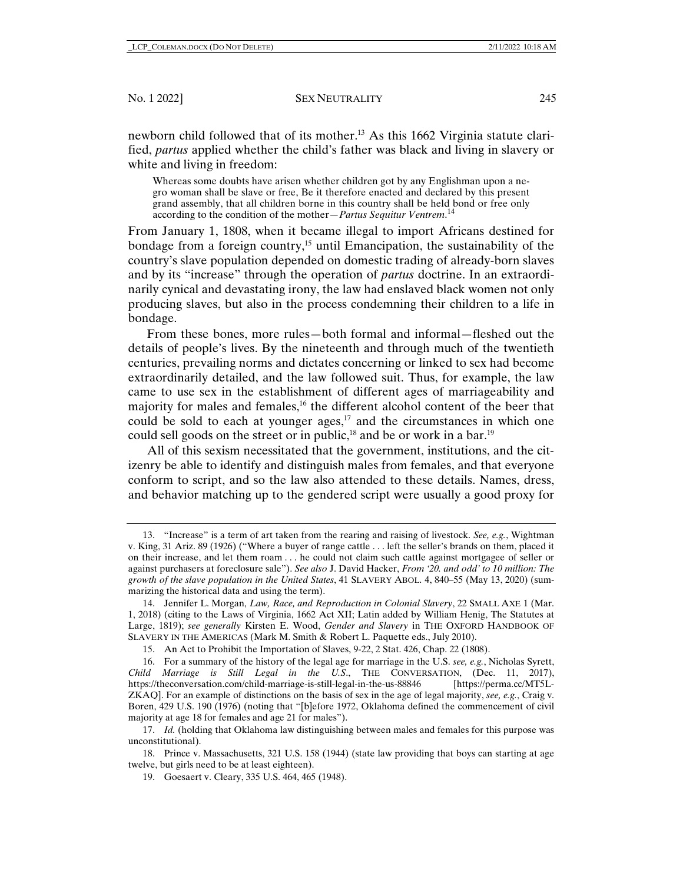newborn child followed that of its mother.[13] As this 1662 Virginia statute clarified, *partus* applied whether the child's father was black and living in slavery or white and living in freedom:

> Whereas some doubts have arisen whether children got by any Englishman upon a negro woman shall be slave or free, Be it therefore enacted and declared by this present grand assembly, that all children borne in this country shall be held bond or free only according to the condition of the mother—*Partus Sequitur Ventrem*.[14]

From January 1, 1808, when it became illegal to import Africans destined for bondage from a foreign country,[15] until Emancipation, the sustainability of the country's slave population depended on domestic trading of already-born slaves and by its "increase" through the operation of *partus* doctrine. In an extraordinarily cynical and devastating irony, the law had enslaved black women not only producing slaves, but also in the process condemning their children to a life in bondage.

From these bones, more rules—both formal and informal—fleshed out the details of people's lives. By the nineteenth and through much of the twentieth centuries, prevailing norms and dictates concerning or linked to sex had become extraordinarily detailed, and the law followed suit. Thus, for example, the law came to use sex in the establishment of different ages of marriageability and majority for males and females,[16] the different alcohol content of the beer that could be sold to each at younger ages,[17] and the circumstances in which one could sell goods on the street or in public,[18] and be or work in a bar.[19]

All of this sexism necessitated that the government, institutions, and the citizenry be able to identify and distinguish males from females, and that everyone conform to script, and so the law also attended to these details. Names, dress, and behavior matching up to the gendered script were usually a good proxy for

---

13. "Increase" is a term of art taken from the rearing and raising of livestock. *See, e.g.*, Wightman v. King, 31 Ariz. 89 (1926) ("Where a buyer of range cattle . . . left the seller's brands on them, placed it on their increase, and let them roam . . . he could not claim such cattle against mortgagee of seller or against purchasers at foreclosure sale"). *See also* J. David Hacker, *From '20. and odd' to 10 million: The growth of the slave population in the United States*, 41 SLAVERY ABOL. 4, 840–55 (May 13, 2020) (summarizing the historical data and using the term).

14. Jennifer L. Morgan, *Law, Race, and Reproduction in Colonial Slavery*, 22 SMALL AXE 1 (Mar. 1, 2018) (citing to the Laws of Virginia, 1662 Act XII; Latin added by William Henig, The Statutes at Large, 1819); *see generally* Kirsten E. Wood, *Gender and Slavery* in THE OXFORD HANDBOOK OF SLAVERY IN THE AMERICAS (Mark M. Smith & Robert L. Paquette eds., July 2010).

15. An Act to Prohibit the Importation of Slaves, 9-22, 2 Stat. 426, Chap. 22 (1808).

16. For a summary of the history of the legal age for marriage in the U.S. *see, e.g.*, Nicholas Syrett, *Child Marriage is Still Legal in the U.S.*, THE CONVERSATION, (Dec. 11, 2017), https://theconversation.com/child-marriage-is-still-legal-in-the-us-88846 [https://perma.cc/MT5L-ZKAQ]. For an example of distinctions on the basis of sex in the age of legal majority, *see, e.g.*, Craig v. Boren, 429 U.S. 190 (1976) (noting that "[b]efore 1972, Oklahoma defined the commencement of civil majority at age 18 for females and age 21 for males").

17. *Id.* (holding that Oklahoma law distinguishing between males and females for this purpose was unconstitutional).

18. Prince v. Massachusetts, 321 U.S. 158 (1944) (state law providing that boys can starting at age twelve, but girls need to be at least eighteen).

19. Goesaert v. Cleary, 335 U.S. 464, 465 (1948).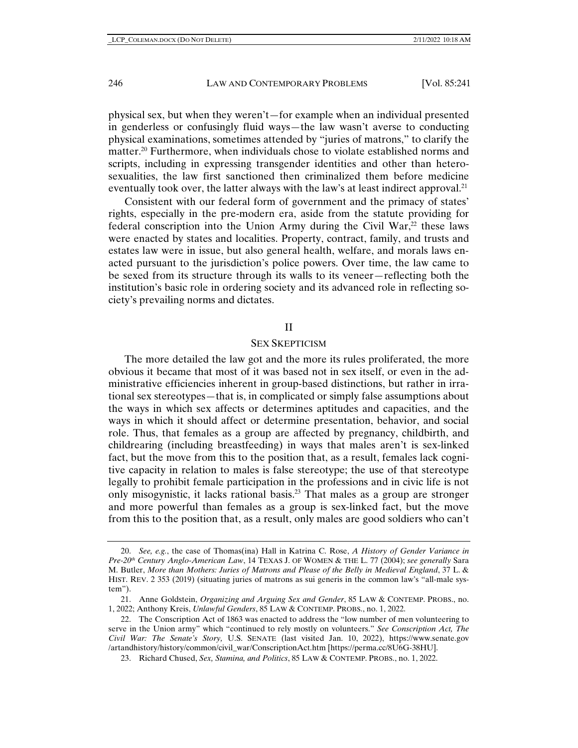physical sex, but when they weren't—for example when an individual presented in genderless or confusingly fluid ways—the law wasn't averse to conducting physical examinations, sometimes attended by "juries of matrons," to clarify the matter.[20] Furthermore, when individuals chose to violate established norms and scripts, including in expressing transgender identities and other than hetero-sexualities, the law first sanctioned then criminalized them before medicine eventually took over, the latter always with the law's at least indirect approval.[21]

Consistent with our federal form of government and the primacy of states' rights, especially in the pre-modern era, aside from the statute providing for federal conscription into the Union Army during the Civil War,[22] these laws were enacted by states and localities. Property, contract, family, and trusts and estates law were in issue, but also general health, welfare, and morals laws enacted pursuant to the jurisdiction's police powers. Over time, the law came to be sexed from its structure through its walls to its veneer—reflecting both the institution's basic role in ordering society and its advanced role in reflecting society's prevailing norms and dictates.

## II

## SEX SKEPTICISM

The more detailed the law got and the more its rules proliferated, the more obvious it became that most of it was based not in sex itself, or even in the administrative efficiencies inherent in group-based distinctions, but rather in irrational sex stereotypes—that is, in complicated or simply false assumptions about the ways in which sex affects or determines aptitudes and capacities, and the ways in which it should affect or determine presentation, behavior, and social role. Thus, that females as a group are affected by pregnancy, childbirth, and childrearing (including breastfeeding) in ways that males aren't is sex-linked fact, but the move from this to the position that, as a result, females lack cognitive capacity in relation to males is false stereotype; the use of that stereotype legally to prohibit female participation in the professions and in civic life is not only misogynistic, it lacks rational basis.[23] That males as a group are stronger and more powerful than females as a group is sex-linked fact, but the move from this to the position that, as a result, only males are good soldiers who can't

---

20. *See, e.g.*, the case of Thomas(ina) Hall in Katrina C. Rose, *A History of Gender Variance in Pre-20th Century Anglo-American Law*, 14 TEXAS J. OF WOMEN & THE L. 77 (2004); *see generally* Sara M. Butler, *More than Mothers: Juries of Matrons and Pleas of the Belly in Medieval England*, 37 L. & HIST. REV. 2 353 (2019) (situating juries of matrons as sui generis in the common law's "all-male system").

21. Anne Goldstein, *Organizing and Arguing Sex and Gender*, 85 LAW & CONTEMP. PROBS., no. 1, 2022; Anthony Kreis, *Unlawful Genders*, 85 LAW & CONTEMP. PROBS., no. 1, 2022.

22. The Conscription Act of 1863 was enacted to address the "low number of men volunteering to serve in the Union army" which "continued to rely mostly on volunteers." *See Conscription Act, The Civil War: The Senate's Story,* U.S. SENATE (last visited Jan. 10, 2022), https://www.senate.gov/artandhistory/history/common/civil_war/ConscriptionAct.htm [https://perma.cc/8U6G-38HU].

23. Richard Chused, *Sex, Stamina, and Politics*, 85 LAW & CONTEMP. PROBS., no. 1, 2022.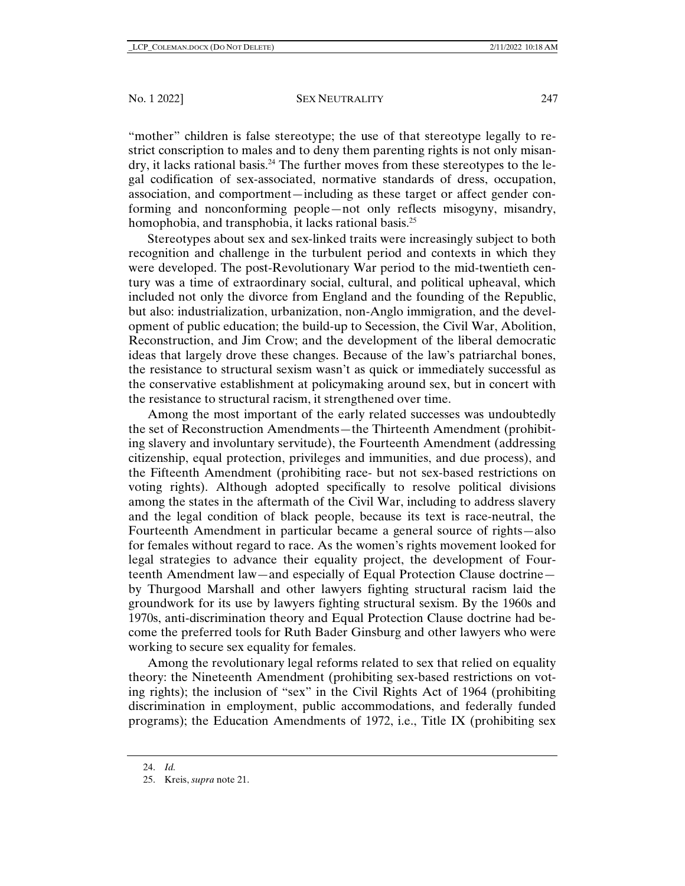"mother" children is false stereotype; the use of that stereotype legally to restrict conscription to males and to deny them parenting rights is not only misandry, it lacks rational basis.[24] The further moves from these stereotypes to the legal codification of sex-associated, normative standards of dress, occupation, association, and comportment—including as these target or affect gender conforming and nonconforming people—not only reflects misogyny, misandry, homophobia, and transphobia, it lacks rational basis.[25]

Stereotypes about sex and sex-linked traits were increasingly subject to both recognition and challenge in the turbulent period and contexts in which they were developed. The post-Revolutionary War period to the mid-twentieth century was a time of extraordinary social, cultural, and political upheaval, which included not only the divorce from England and the founding of the Republic, but also: industrialization, urbanization, non-Anglo immigration, and the development of public education; the build-up to Secession, the Civil War, Abolition, Reconstruction, and Jim Crow; and the development of the liberal democratic ideas that largely drove these changes. Because of the law's patriarchal bones, the resistance to structural sexism wasn't as quick or immediately successful as the conservative establishment at policymaking around sex, but in concert with the resistance to structural racism, it strengthened over time.

Among the most important of the early related successes was undoubtedly the set of Reconstruction Amendments—the Thirteenth Amendment (prohibiting slavery and involuntary servitude), the Fourteenth Amendment (addressing citizenship, equal protection, privileges and immunities, and due process), and the Fifteenth Amendment (prohibiting race- but not sex-based restrictions on voting rights). Although adopted specifically to resolve political divisions among the states in the aftermath of the Civil War, including to address slavery and the legal condition of black people, because its text is race-neutral, the Fourteenth Amendment in particular became a general source of rights—also for females without regard to race. As the women's rights movement looked for legal strategies to advance their equality project, the development of Fourteenth Amendment law—and especially of Equal Protection Clause doctrine—by Thurgood Marshall and other lawyers fighting structural racism laid the groundwork for its use by lawyers fighting structural sexism. By the 1960s and 1970s, anti-discrimination theory and Equal Protection Clause doctrine had become the preferred tools for Ruth Bader Ginsburg and other lawyers who were working to secure sex equality for females.

Among the revolutionary legal reforms related to sex that relied on equality theory: the Nineteenth Amendment (prohibiting sex-based restrictions on voting rights); the inclusion of "sex" in the Civil Rights Act of 1964 (prohibiting discrimination in employment, public accommodations, and federally funded programs); the Education Amendments of 1972, i.e., Title IX (prohibiting sex

24. *Id.*

25. Kreis, *supra* note 21.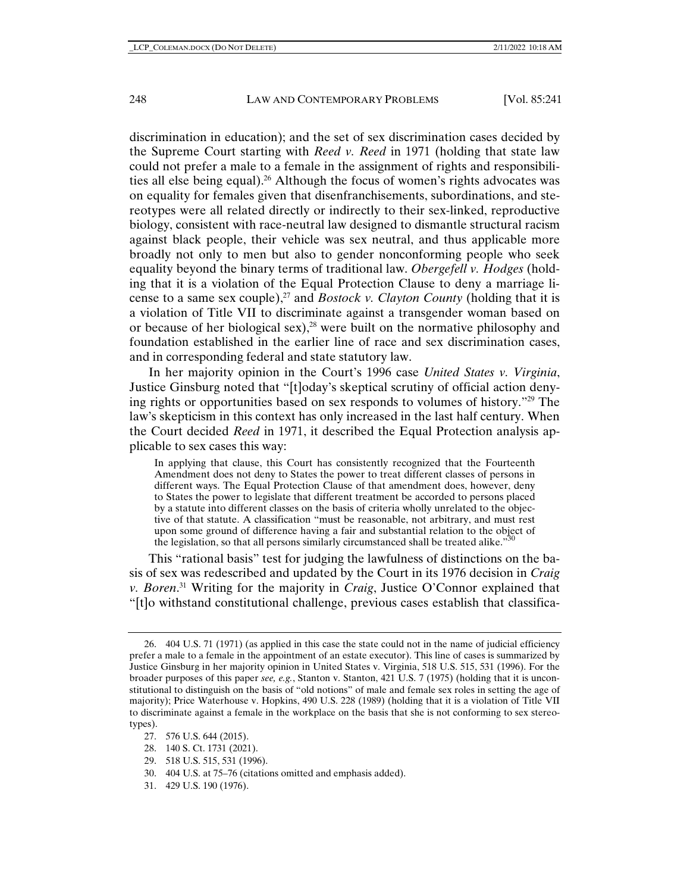discrimination in education); and the set of sex discrimination cases decided by the Supreme Court starting with *Reed v. Reed* in 1971 (holding that state law could not prefer a male to a female in the assignment of rights and responsibilities all else being equal).[26] Although the focus of women's rights advocates was on equality for females given that disenfranchisements, subordinations, and stereotypes were all related directly or indirectly to their sex-linked, reproductive biology, consistent with race-neutral law designed to dismantle structural racism against black people, their vehicle was sex neutral, and thus applicable more broadly not only to men but also to gender nonconforming people who seek equality beyond the binary terms of traditional law. *Obergefell v. Hodges* (holding that it is a violation of the Equal Protection Clause to deny a marriage license to a same sex couple),[27] and *Bostock v. Clayton County* (holding that it is a violation of Title VII to discriminate against a transgender woman based on or because of her biological sex),[28] were built on the normative philosophy and foundation established in the earlier line of race and sex discrimination cases, and in corresponding federal and state statutory law.

In her majority opinion in the Court's 1996 case *United States v. Virginia*, Justice Ginsburg noted that "[t]oday's skeptical scrutiny of official action denying rights or opportunities based on sex responds to volumes of history."[29] The law's skepticism in this context has only increased in the last half century. When the Court decided *Reed* in 1971, it described the Equal Protection analysis applicable to sex cases this way:

> In applying that clause, this Court has consistently recognized that the Fourteenth Amendment does not deny to States the power to treat different classes of persons in different ways. The Equal Protection Clause of that amendment does, however, deny to States the power to legislate that different treatment be accorded to persons placed by a statute into different classes on the basis of criteria wholly unrelated to the objective of that statute. A classification "must be reasonable, not arbitrary, and must rest upon some ground of difference having a fair and substantial relation to the object of the legislation, so that all persons similarly circumstanced shall be treated alike."[30]

This "rational basis" test for judging the lawfulness of distinctions on the basis of sex was redescribed and updated by the Court in its 1976 decision in *Craig v. Boren*.[31] Writing for the majority in *Craig*, Justice O'Connor explained that "[t]o withstand constitutional challenge, previous cases establish that classifica-

---

26. 404 U.S. 71 (1971) (as applied in this case the state could not in the name of judicial efficiency prefer a male to a female in the appointment of an estate executor). This line of cases is summarized by Justice Ginsburg in her majority opinion in United States v. Virginia, 518 U.S. 515, 531 (1996). For the broader purposes of this paper *see, e.g.*, Stanton v. Stanton, 421 U.S. 7 (1975) (holding that it is unconstitutional to distinguish on the basis of "old notions" of male and female sex roles in setting the age of majority); Price Waterhouse v. Hopkins, 490 U.S. 228 (1989) (holding that it is a violation of Title VII to discriminate against a female in the workplace on the basis that she is not conforming to sex stereotypes).

27. 576 U.S. 644 (2015).

28. 140 S. Ct. 1731 (2021).

29. 518 U.S. 515, 531 (1996).

30. 404 U.S. at 75–76 (citations omitted and emphasis added).

31. 429 U.S. 190 (1976).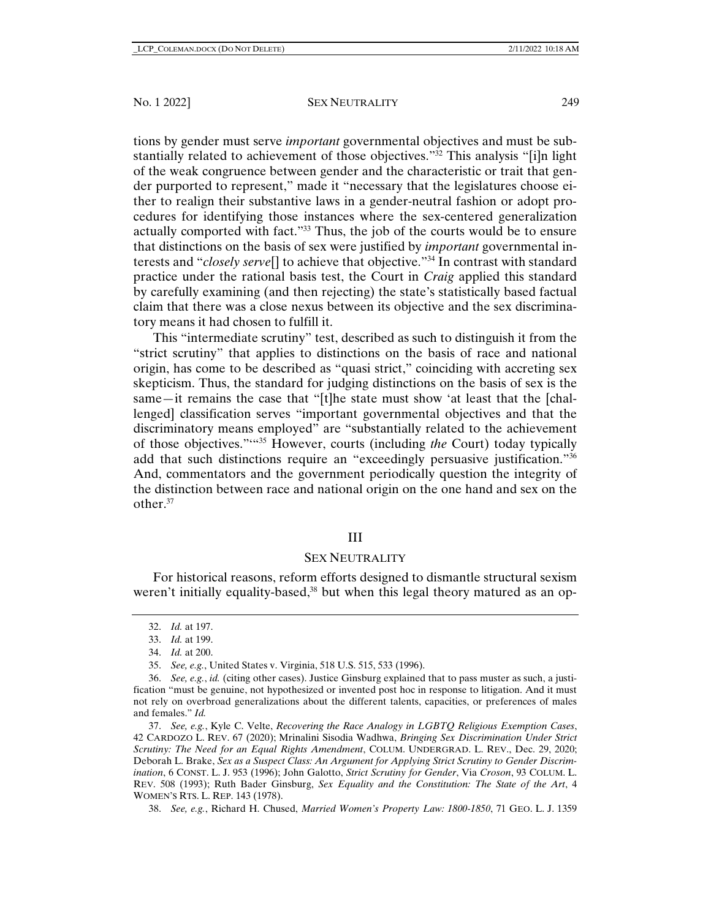tions by gender must serve *important* governmental objectives and must be substantially related to achievement of those objectives."[32] This analysis "[i]n light of the weak congruence between gender and the characteristic or trait that gender purported to represent," made it "necessary that the legislatures choose either to realign their substantive laws in a gender-neutral fashion or adopt procedures for identifying those instances where the sex-centered generalization actually comported with fact."[33] Thus, the job of the courts would be to ensure that distinctions on the basis of sex were justified by *important* governmental interests and "*closely serve*[] to achieve that objective."[34] In contrast with standard practice under the rational basis test, the Court in *Craig* applied this standard by carefully examining (and then rejecting) the state's statistically based factual claim that there was a close nexus between its objective and the sex discriminatory means it had chosen to fulfill it.

This "intermediate scrutiny" test, described as such to distinguish it from the "strict scrutiny" that applies to distinctions on the basis of race and national origin, has come to be described as "quasi strict," coinciding with accreting sex skepticism. Thus, the standard for judging distinctions on the basis of sex is the same—it remains the case that "[t]he state must show 'at least that the [challenged] classification serves "important governmental objectives and that the discriminatory means employed" are "substantially related to the achievement of those objectives."'"[35] However, courts (including *the* Court) today typically add that such distinctions require an "exceedingly persuasive justification."[36] And, commentators and the government periodically question the integrity of the distinction between race and national origin on the one hand and sex on the other.[37]

## III

## SEX NEUTRALITY

For historical reasons, reform efforts designed to dismantle structural sexism weren't initially equality-based,[38] but when this legal theory matured as an op-

---

32. *Id.* at 197.

33. *Id.* at 199.

34. *Id.* at 200.

35. *See, e.g.*, United States v. Virginia, 518 U.S. 515, 533 (1996).

36. *See, e.g.*, *id.* (citing other cases). Justice Ginsburg explained that to pass muster as such, a justification "must be genuine, not hypothesized or invented post hoc in response to litigation. And it must not rely on overbroad generalizations about the different talents, capacities, or preferences of males and females." *Id.*

37. *See, e.g.*, Kyle C. Velte, *Recovering the Race Analogy in LGBTQ Religious Exemption Cases*, 42 CARDOZO L. REV. 67 (2020); Mrinalini Sisodia Wadhwa, *Bringing Sex Discrimination Under Strict Scrutiny: The Need for an Equal Rights Amendment*, COLUM. UNDERGRAD. L. REV., Dec. 29, 2020; Deborah L. Brake, *Sex as a Suspect Class: An Argument for Applying Strict Scrutiny to Gender Discrimination*, 6 CONST. L. J. 953 (1996); John Galotto, *Strict Scrutiny for Gender*, Via *Croson*, 93 COLUM. L. REV. 508 (1993); Ruth Bader Ginsburg, *Sex Equality and the Constitution: The State of the Art*, 4 WOMEN'S RTS. L. REP. 143 (1978).

38. *See, e.g.*, Richard H. Chused, *Married Women's Property Law: 1800-1850*, 71 GEO. L. J. 1359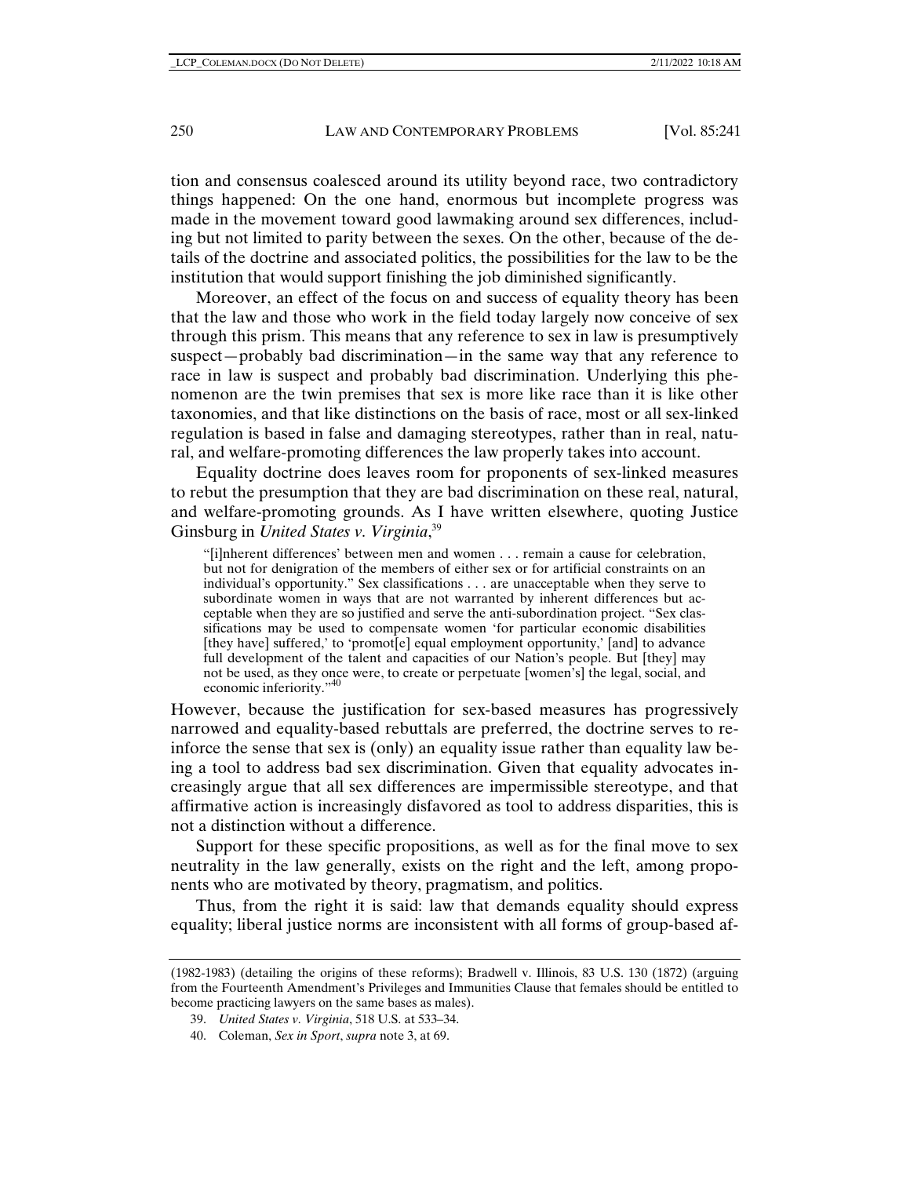tion and consensus coalesced around its utility beyond race, two contradictory things happened: On the one hand, enormous but incomplete progress was made in the movement toward good lawmaking around sex differences, including but not limited to parity between the sexes. On the other, because of the details of the doctrine and associated politics, the possibilities for the law to be the institution that would support finishing the job diminished significantly.

Moreover, an effect of the focus on and success of equality theory has been that the law and those who work in the field today largely now conceive of sex through this prism. This means that any reference to sex in law is presumptively suspect—probably bad discrimination—in the same way that any reference to race in law is suspect and probably bad discrimination. Underlying this phenomenon are the twin premises that sex is more like race than it is like other taxonomies, and that like distinctions on the basis of race, most or all sex-linked regulation is based in false and damaging stereotypes, rather than in real, natural, and welfare-promoting differences the law properly takes into account.

Equality doctrine does leaves room for proponents of sex-linked measures to rebut the presumption that they are bad discrimination on these real, natural, and welfare-promoting grounds. As I have written elsewhere, quoting Justice Ginsburg in *United States v. Virginia*,[39]

> "[i]nherent differences' between men and women . . . remain a cause for celebration, but not for denigration of the members of either sex or for artificial constraints on an individual's opportunity." Sex classifications . . . are unacceptable when they serve to subordinate women in ways that are not warranted by inherent differences but acceptable when they are so justified and serve the anti-subordination project. "Sex classifications may be used to compensate women 'for particular economic disabilities [they have] suffered,' to 'promot[e] equal employment opportunity,' [and] to advance full development of the talent and capacities of our Nation's people. But [they] may not be used, as they once were, to create or perpetuate [women's] the legal, social, and economic inferiority."[40]

However, because the justification for sex-based measures has progressively narrowed and equality-based rebuttals are preferred, the doctrine serves to reinforce the sense that sex is (only) an equality issue rather than equality law being a tool to address bad sex discrimination. Given that equality advocates increasingly argue that all sex differences are impermissible stereotype, and that affirmative action is increasingly disfavored as tool to address disparities, this is not a distinction without a difference.

Support for these specific propositions, as well as for the final move to sex neutrality in the law generally, exists on the right and the left, among proponents who are motivated by theory, pragmatism, and politics.

Thus, from the right it is said: law that demands equality should express equality; liberal justice norms are inconsistent with all forms of group-based af-

---

(1982-1983) (detailing the origins of these reforms); Bradwell v. Illinois, 83 U.S. 130 (1872) (arguing from the Fourteenth Amendment's Privileges and Immunities Clause that females should be entitled to become practicing lawyers on the same bases as males).

39. *United States v. Virginia*, 518 U.S. at 533–34.

40. Coleman, *Sex in Sport*, *supra* note 3, at 69.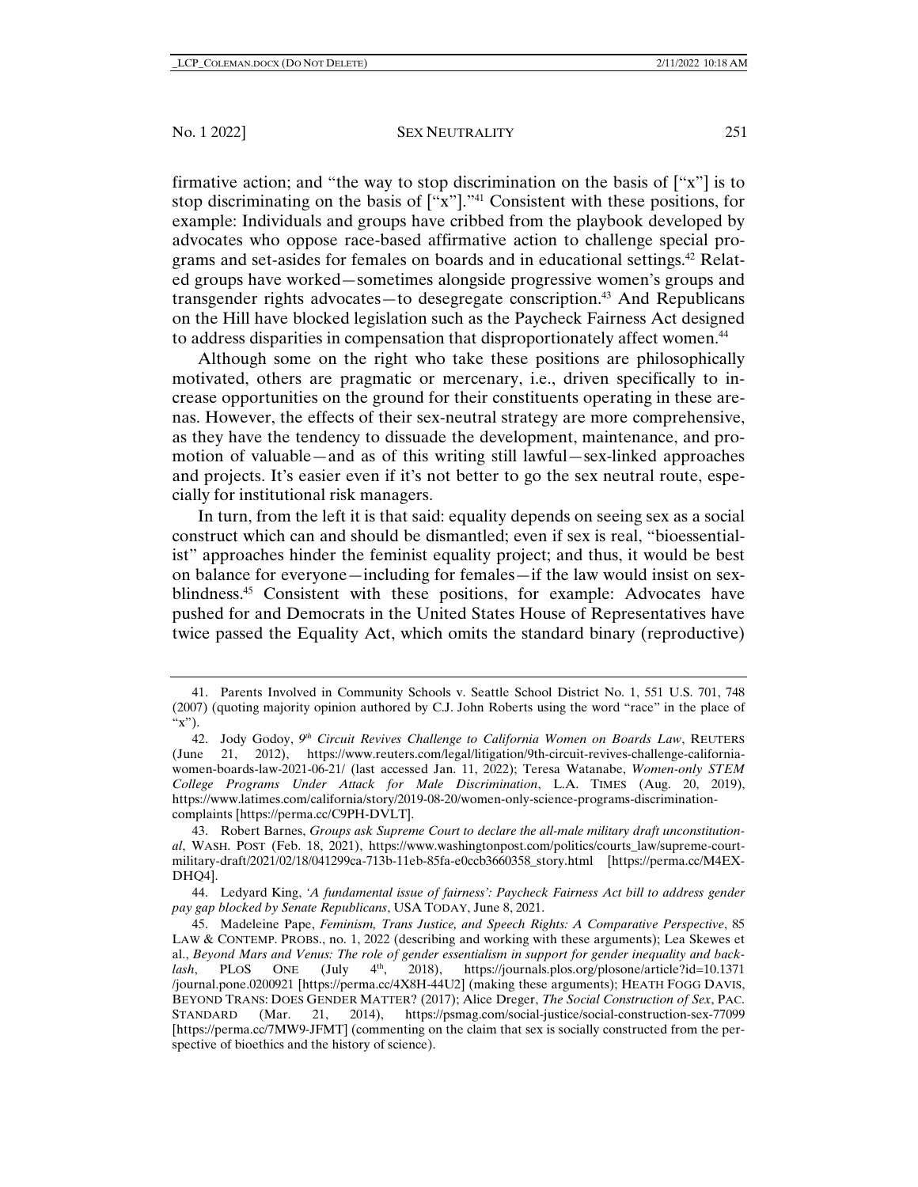firmative action; and "the way to stop discrimination on the basis of ["x"] is to stop discriminating on the basis of ["x"]."[41] Consistent with these positions, for example: Individuals and groups have cribbed from the playbook developed by advocates who oppose race-based affirmative action to challenge special programs and set-asides for females on boards and in educational settings.[42] Related groups have worked—sometimes alongside progressive women's groups and transgender rights advocates—to desegregate conscription.[43] And Republicans on the Hill have blocked legislation such as the Paycheck Fairness Act designed to address disparities in compensation that disproportionately affect women.[44]

Although some on the right who take these positions are philosophically motivated, others are pragmatic or mercenary, i.e., driven specifically to increase opportunities on the ground for their constituents operating in these arenas. However, the effects of their sex-neutral strategy are more comprehensive, as they have the tendency to dissuade the development, maintenance, and promotion of valuable—and as of this writing still lawful—sex-linked approaches and projects. It's easier even if it's not better to go the sex neutral route, especially for institutional risk managers.

In turn, from the left it is that said: equality depends on seeing sex as a social construct which can and should be dismantled; even if sex is real, "bioessentialist" approaches hinder the feminist equality project; and thus, it would be best on balance for everyone—including for females—if the law would insist on sex-blindness.[45] Consistent with these positions, for example: Advocates have pushed for and Democrats in the United States House of Representatives have twice passed the Equality Act, which omits the standard binary (reproductive)

---

41. Parents Involved in Community Schools v. Seattle School District No. 1, 551 U.S. 701, 748 (2007) (quoting majority opinion authored by C.J. John Roberts using the word "race" in the place of "x").

42. Jody Godoy, *9th Circuit Revives Challenge to California Women on Boards Law*, REUTERS (June 21, 2012), https://www.reuters.com/legal/litigation/9th-circuit-revives-challenge-california-women-boards-law-2021-06-21/ (last accessed Jan. 11, 2022); Teresa Watanabe, *Women-only STEM College Programs Under Attack for Male Discrimination*, L.A. TIMES (Aug. 20, 2019), https://www.latimes.com/california/story/2019-08-20/women-only-science-programs-discrimination-complaints [https://perma.cc/C9PH-DVLT].

43. Robert Barnes, *Groups ask Supreme Court to declare the all-male military draft unconstitutional*, WASH. POST (Feb. 18, 2021), https://www.washingtonpost.com/politics/courts_law/supreme-court-military-draft/2021/02/18/041299ca-713b-11eb-85fa-e0ccb3660358_story.html [https://perma.cc/M4EX-DHQ4].

44. Ledyard King, *'A fundamental issue of fairness': Paycheck Fairness Act bill to address gender pay gap blocked by Senate Republicans*, USA TODAY, June 8, 2021.

45. Madeleine Pape, *Feminism, Trans Justice, and Speech Rights: A Comparative Perspective*, 85 LAW & CONTEMP. PROBS., no. 1, 2022 (describing and working with these arguments); Lea Skewes et al., *Beyond Mars and Venus: The role of gender essentialism in support for gender inequality and backlash*, PLOS ONE (July 4th, 2018), https://journals.plos.org/plosone/article?id=10.1371/journal.pone.0200921 [https://perma.cc/4X8H-44U2] (making these arguments); HEATH FOGG DAVIS, BEYOND TRANS: DOES GENDER MATTER? (2017); Alice Dreger, *The Social Construction of Sex*, PAC. STANDARD (Mar. 21, 2014), https://psmag.com/social-justice/social-construction-sex-77099 [https://perma.cc/7MW9-JFMT] (commenting on the claim that sex is socially constructed from the perspective of bioethics and the history of science).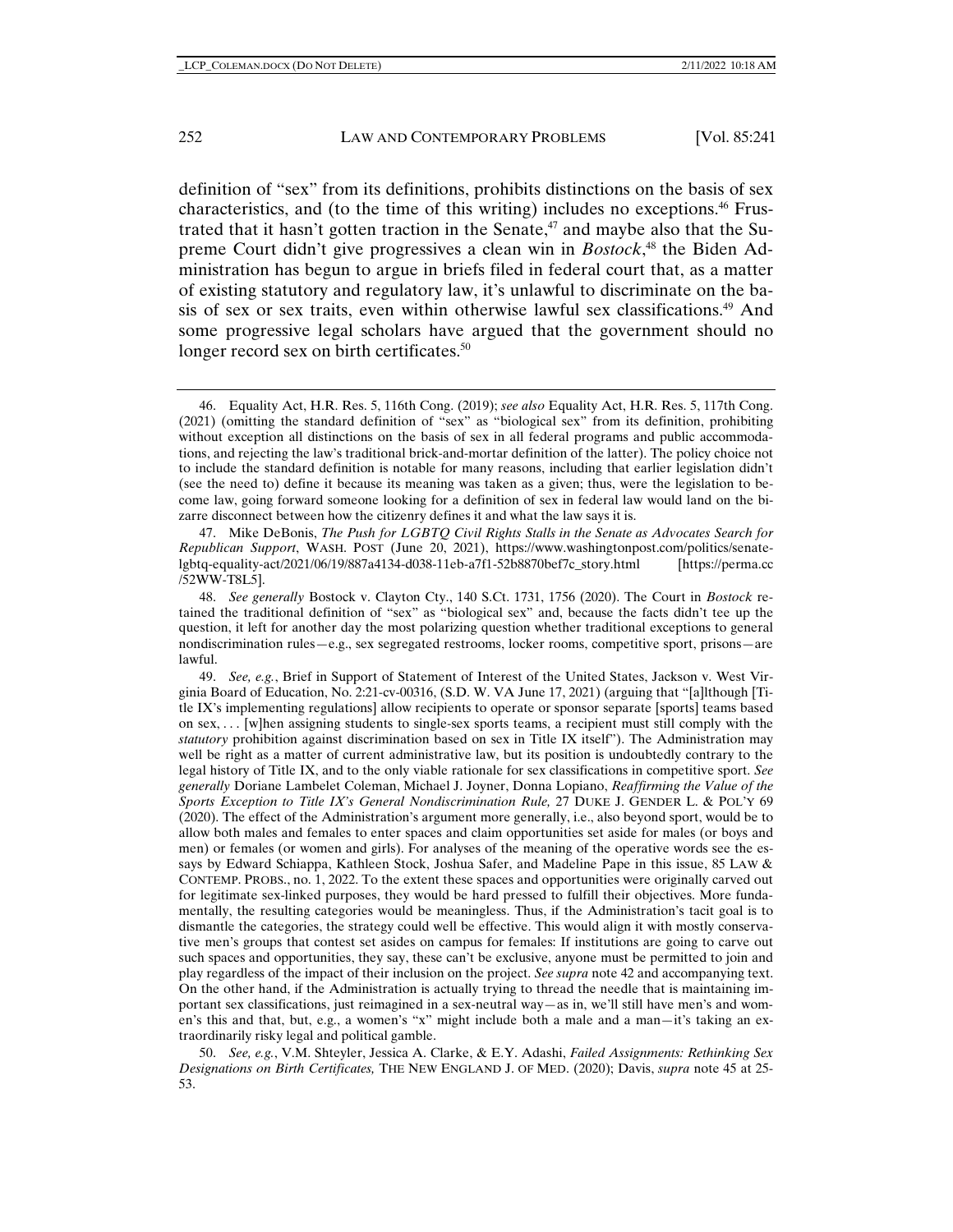definition of "sex" from its definitions, prohibits distinctions on the basis of sex characteristics, and (to the time of this writing) includes no exceptions.[46] Frustrated that it hasn't gotten traction in the Senate,[47] and maybe also that the Supreme Court didn't give progressives a clean win in *Bostock*,[48] the Biden Administration has begun to argue in briefs filed in federal court that, as a matter of existing statutory and regulatory law, it's unlawful to discriminate on the basis of sex or sex traits, even within otherwise lawful sex classifications.[49] And some progressive legal scholars have argued that the government should no longer record sex on birth certificates.[50]

---

46. Equality Act, H.R. Res. 5, 116th Cong. (2019); *see also* Equality Act, H.R. Res. 5, 117th Cong. (2021) (omitting the standard definition of "sex" as "biological sex" from its definition, prohibiting without exception all distinctions on the basis of sex in all federal programs and public accommodations, and rejecting the law's traditional brick-and-mortar definition of the latter). The policy choice not to include the standard definition is notable for many reasons, including that earlier legislation didn't (see the need to) define it because its meaning was taken as a given; thus, were the legislation to become law, going forward someone looking for a definition of sex in federal law would land on the bizarre disconnect between how the citizenry defines it and what the law says it is.

47. Mike DeBonis, *The Push for LGBTQ Civil Rights Stalls in the Senate as Advocates Search for Republican Support*, WASH. POST (June 20, 2021), https://www.washingtonpost.com/politics/senate-lgbtq-equality-act/2021/06/19/887a4134-d038-11eb-a7f1-52b8870bef7c_story.html [https://perma.cc/52WW-T8L5].

48. *See generally* Bostock v. Clayton Cty., 140 S.Ct. 1731, 1756 (2020). The Court in *Bostock* retained the traditional definition of "sex" as "biological sex" and, because the facts didn't tee up the question, it left for another day the most polarizing question whether traditional exceptions to general nondiscrimination rules—e.g., sex segregated restrooms, locker rooms, competitive sport, prisons—are lawful.

49. *See, e.g.*, Brief in Support of Statement of Interest of the United States, Jackson v. West Virginia Board of Education, No. 2:21-cv-00316, (S.D. W. VA June 17, 2021) (arguing that "[a]lthough [Title IX's implementing regulations] allow recipients to operate or sponsor separate [sports] teams based on sex, . . . [w]hen assigning students to single-sex sports teams, a recipient must still comply with the *statutory* prohibition against discrimination based on sex in Title IX itself"). The Administration may well be right as a matter of current administrative law, but its position is undoubtedly contrary to the legal history of Title IX, and to the only viable rationale for sex classifications in competitive sport. *See generally* Doriane Lambelet Coleman, Michael J. Joyner, Donna Lopiano, *Reaffirming the Value of the Sports Exception to Title IX's General Nondiscrimination Rule,* 27 DUKE J. GENDER L. & POL'Y 69 (2020). The effect of the Administration's argument more generally, i.e., also beyond sport, would be to allow both males and females to enter spaces and claim opportunities set aside for males (or boys and men) or females (or women and girls). For analyses of the meaning of the operative words see the essays by Edward Schiappa, Kathleen Stock, Joshua Safer, and Madeline Pape in this issue, 85 LAW & CONTEMP. PROBS., no. 1, 2022. To the extent these spaces and opportunities were originally carved out for legitimate sex-linked purposes, they would be hard pressed to fulfill their objectives. More fundamentally, the resulting categories would be meaningless. Thus, if the Administration's tacit goal is to dismantle the categories, the strategy could well be effective. This would align it with mostly conservative men's groups that contest set asides on campus for females: If institutions are going to carve out such spaces and opportunities, they say, these can't be exclusive, anyone must be permitted to join and play regardless of the impact of their inclusion on the project. *See supra* note 42 and accompanying text. On the other hand, if the Administration is actually trying to thread the needle that is maintaining important sex classifications, just reimagined in a sex-neutral way—as in, we'll still have men's and women's this and that, but, e.g., a women's "x" might include both a male and a man—it's taking an extraordinarily risky legal and political gamble.

50. *See, e.g.*, V.M. Shteyler, Jessica A. Clarke, & E.Y. Adashi, *Failed Assignments: Rethinking Sex Designations on Birth Certificates,* THE NEW ENGLAND J. OF MED. (2020); Davis, *supra* note 45 at 25-53.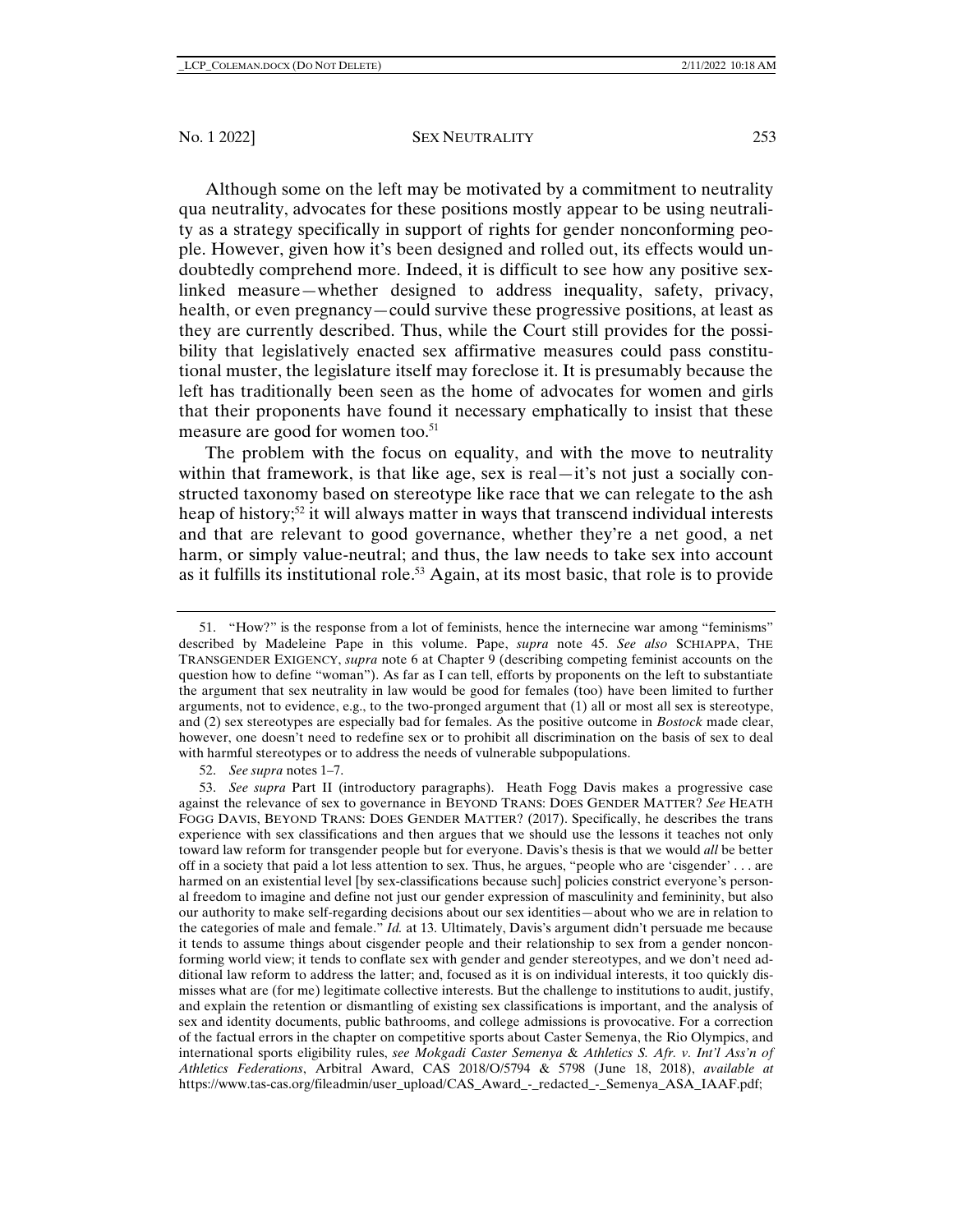Although some on the left may be motivated by a commitment to neutrality qua neutrality, advocates for these positions mostly appear to be using neutrality as a strategy specifically in support of rights for gender nonconforming people. However, given how it's been designed and rolled out, its effects would undoubtedly comprehend more. Indeed, it is difficult to see how any positive sex-linked measure—whether designed to address inequality, safety, privacy, health, or even pregnancy—could survive these progressive positions, at least as they are currently described. Thus, while the Court still provides for the possibility that legislatively enacted sex affirmative measures could pass constitutional muster, the legislature itself may foreclose it. It is presumably because the left has traditionally been seen as the home of advocates for women and girls that their proponents have found it necessary emphatically to insist that these measure are good for women too.[51]

The problem with the focus on equality, and with the move to neutrality within that framework, is that like age, sex is real—it's not just a socially constructed taxonomy based on stereotype like race that we can relegate to the ash heap of history;[52] it will always matter in ways that transcend individual interests and that are relevant to good governance, whether they're a net good, a net harm, or simply value-neutral; and thus, the law needs to take sex into account as it fulfills its institutional role.[53] Again, at its most basic, that role is to provide

---

51. "How?" is the response from a lot of feminists, hence the internecine war among "feminisms" described by Madeleine Pape in this volume. Pape, *supra* note 45. *See also* SCHIAPPA, THE TRANSGENDER EXIGENCY, *supra* note 6 at Chapter 9 (describing competing feminist accounts on the question how to define "woman"). As far as I can tell, efforts by proponents on the left to substantiate the argument that sex neutrality in law would be good for females (too) have been limited to further arguments, not to evidence, e.g., to the two-pronged argument that (1) all or most all sex is stereotype, and (2) sex stereotypes are especially bad for females. As the positive outcome in *Bostock* made clear, however, one doesn't need to redefine sex or to prohibit all discrimination on the basis of sex to deal with harmful stereotypes or to address the needs of vulnerable subpopulations.

52. *See supra* notes 1–7.

53. *See supra* Part II (introductory paragraphs). Heath Fogg Davis makes a progressive case against the relevance of sex to governance in BEYOND TRANS: DOES GENDER MATTER? *See* HEATH FOGG DAVIS, BEYOND TRANS: DOES GENDER MATTER? (2017). Specifically, he describes the trans experience with sex classifications and then argues that we should use the lessons it teaches not only toward law reform for transgender people but for everyone. Davis's thesis is that we would *all* be better off in a society that paid a lot less attention to sex. Thus, he argues, "people who are 'cisgender' . . . are harmed on an existential level [by sex-classifications because such] policies constrict everyone's personal freedom to imagine and define not just our gender expression of masculinity and femininity, but also our authority to make self-regarding decisions about our sex identities—about who we are in relation to the categories of male and female." *Id.* at 13. Ultimately, Davis's argument didn't persuade me because it tends to assume things about cisgender people and their relationship to sex from a gender nonconforming world view; it tends to conflate sex with gender and gender stereotypes, and we don't need additional law reform to address the latter; and, focused as it is on individual interests, it too quickly dismisses what are (for me) legitimate collective interests. But the challenge to institutions to audit, justify, and explain the retention or dismantling of existing sex classifications is important, and the analysis of sex and identity documents, public bathrooms, and college admissions is provocative. For a correction of the factual errors in the chapter on competitive sports about Caster Semenya, the Rio Olympics, and international sports eligibility rules, *see Mokgadi Caster Semenya & Athletics S. Afr. v. Int'l Ass'n of Athletics Federations*, Arbitral Award, CAS 2018/O/5794 & 5798 (June 18, 2018), *available at* https://www.tas-cas.org/fileadmin/user_upload/CAS_Award_-_redacted_-_Semenya_ASA_IAAF.pdf;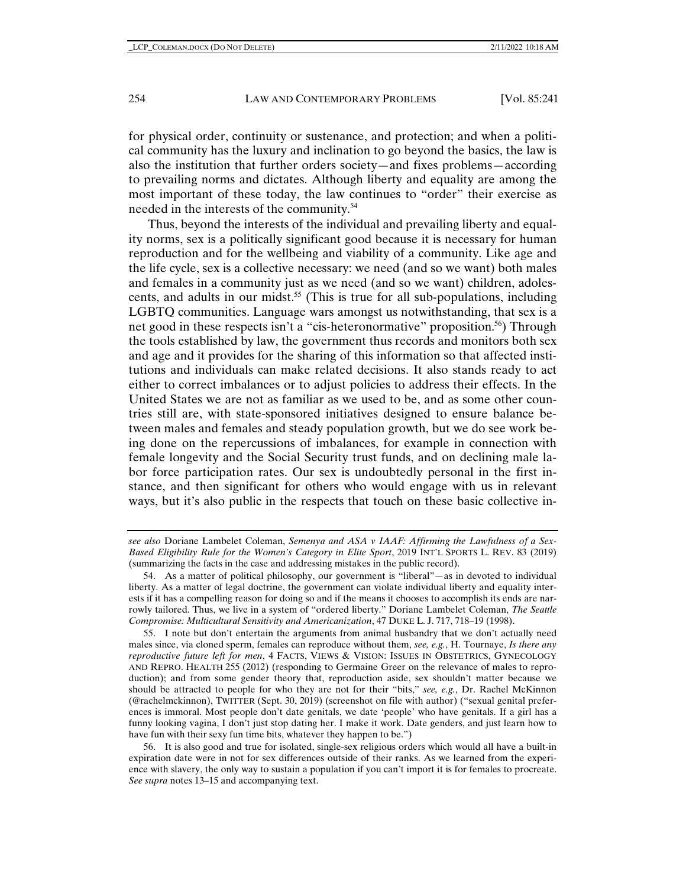for physical order, continuity or sustenance, and protection; and when a political community has the luxury and inclination to go beyond the basics, the law is also the institution that further orders society—and fixes problems—according to prevailing norms and dictates. Although liberty and equality are among the most important of these today, the law continues to "order" their exercise as needed in the interests of the community.[54]

Thus, beyond the interests of the individual and prevailing liberty and equality norms, sex is a politically significant good because it is necessary for human reproduction and for the wellbeing and viability of a community. Like age and the life cycle, sex is a collective necessary: we need (and so we want) both males and females in a community just as we need (and so we want) children, adolescents, and adults in our midst.[55] (This is true for all sub-populations, including LGBTQ communities. Language wars amongst us notwithstanding, that sex is a net good in these respects isn't a "cis-heteronormative" proposition.[56]) Through the tools established by law, the government thus records and monitors both sex and age and it provides for the sharing of this information so that affected institutions and individuals can make related decisions. It also stands ready to act either to correct imbalances or to adjust policies to address their effects. In the United States we are not as familiar as we used to be, and as some other countries still are, with state-sponsored initiatives designed to ensure balance between males and females and steady population growth, but we do see work being done on the repercussions of imbalances, for example in connection with female longevity and the Social Security trust funds, and on declining male labor force participation rates. Our sex is undoubtedly personal in the first instance, and then significant for others who would engage with us in relevant ways, but it's also public in the respects that touch on these basic collective in-

---

*see also* Doriane Lambelet Coleman, *Semenya and ASA v IAAF: Affirming the Lawfulness of a Sex-Based Eligibility Rule for the Women's Category in Elite Sport*, 2019 INT'L SPORTS L. REV. 83 (2019) (summarizing the facts in the case and addressing mistakes in the public record).

54. As a matter of political philosophy, our government is "liberal"—as in devoted to individual liberty. As a matter of legal doctrine, the government can violate individual liberty and equality interests if it has a compelling reason for doing so and if the means it chooses to accomplish its ends are narrowly tailored. Thus, we live in a system of "ordered liberty." Doriane Lambelet Coleman, *The Seattle Compromise: Multicultural Sensitivity and Americanization*, 47 DUKE L. J. 717, 718–19 (1998).

55. I note but don't entertain the arguments from animal husbandry that we don't actually need males since, via cloned sperm, females can reproduce without them, *see, e.g.*, H. Tournaye, *Is there any reproductive future left for men*, 4 FACTS, VIEWS & VISION: ISSUES IN OBSTETRICS, GYNECOLOGY AND REPRO. HEALTH 255 (2012) (responding to Germaine Greer on the relevance of males to reproduction); and from some gender theory that, reproduction aside, sex shouldn't matter because we should be attracted to people for who they are not for their "bits," *see, e.g.*, Dr. Rachel McKinnon (@rachelmckinnon), TWITTER (Sept. 30, 2019) (screenshot on file with author) ("sexual genital preferences is immoral. Most people don't date genitals, we date 'people' who have genitals. If a girl has a funny looking vagina, I don't just stop dating her. I make it work. Date genders, and just learn how to have fun with their sexy fun time bits, whatever they happen to be.")

56. It is also good and true for isolated, single-sex religious orders which would all have a built-in expiration date were in not for sex differences outside of their ranks. As we learned from the experience with slavery, the only way to sustain a population if you can't import it is for females to procreate. *See supra* notes 13–15 and accompanying text.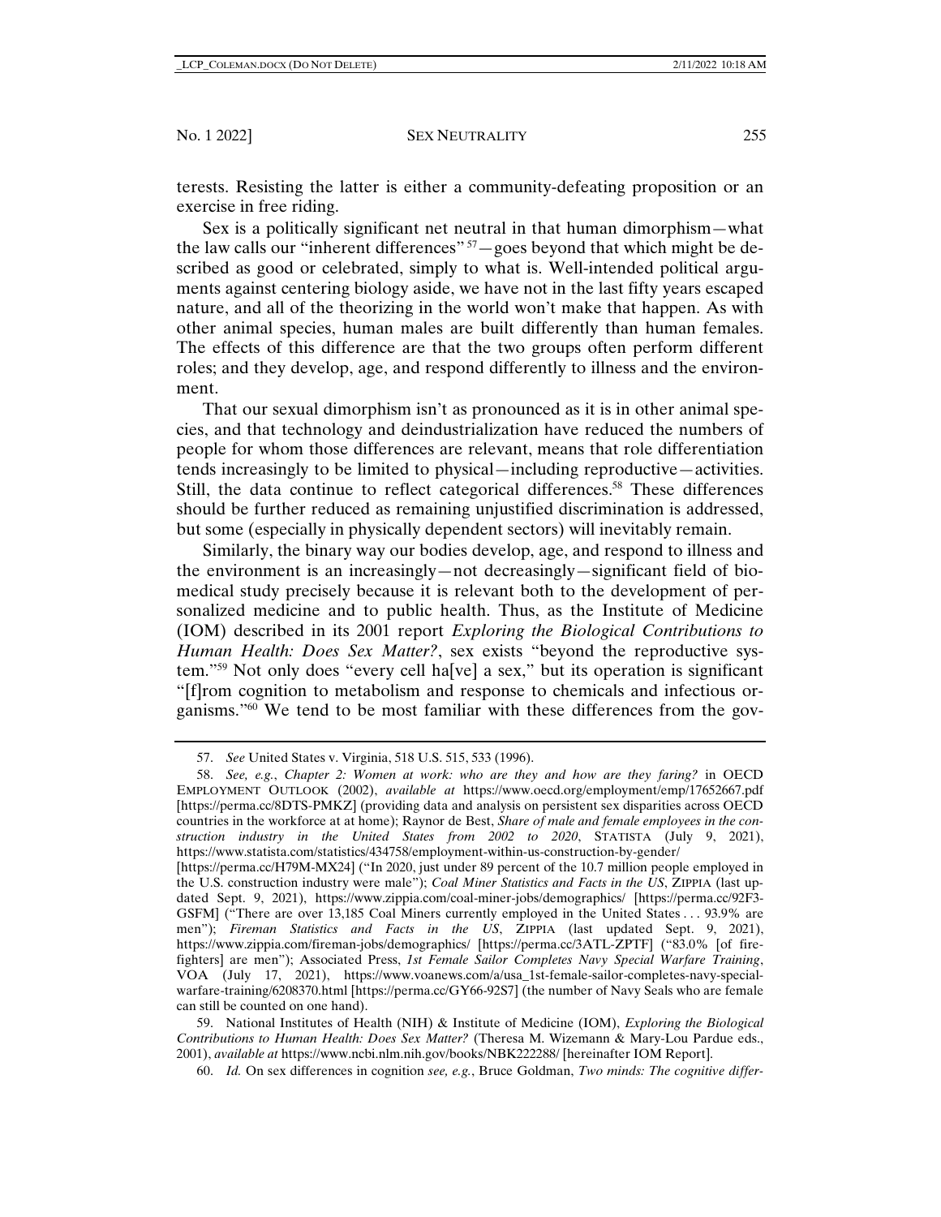terests. Resisting the latter is either a community-defeating proposition or an exercise in free riding.

Sex is a politically significant net neutral in that human dimorphism—what the law calls our "inherent differences"[57]—goes beyond that which might be described as good or celebrated, simply to what is. Well-intended political arguments against centering biology aside, we have not in the last fifty years escaped nature, and all of the theorizing in the world won't make that happen. As with other animal species, human males are built differently than human females. The effects of this difference are that the two groups often perform different roles; and they develop, age, and respond differently to illness and the environment.

That our sexual dimorphism isn't as pronounced as it is in other animal species, and that technology and deindustrialization have reduced the numbers of people for whom those differences are relevant, means that role differentiation tends increasingly to be limited to physical—including reproductive—activities. Still, the data continue to reflect categorical differences.[58] These differences should be further reduced as remaining unjustified discrimination is addressed, but some (especially in physically dependent sectors) will inevitably remain.

Similarly, the binary way our bodies develop, age, and respond to illness and the environment is an increasingly—not decreasingly—significant field of biomedical study precisely because it is relevant both to the development of personalized medicine and to public health. Thus, as the Institute of Medicine (IOM) described in its 2001 report *Exploring the Biological Contributions to Human Health: Does Sex Matter?*, sex exists "beyond the reproductive system."[59] Not only does "every cell ha[ve] a sex," but its operation is significant "[f]rom cognition to metabolism and response to chemicals and infectious organisms."[60] We tend to be most familiar with these differences from the gov-

---

57. *See* United States v. Virginia, 518 U.S. 515, 533 (1996).

58. *See, e.g.*, *Chapter 2: Women at work: who are they and how are they faring?* in OECD EMPLOYMENT OUTLOOK (2002), *available at* https://www.oecd.org/employment/emp/17652667.pdf [https://perma.cc/8DTS-PMKZ] (providing data and analysis on persistent sex disparities across OECD countries in the workforce at at home); Raynor de Best, *Share of male and female employees in the construction industry in the United States from 2002 to 2020*, STATISTA (July 9, 2021), https://www.statista.com/statistics/434758/employment-within-us-construction-by-gender/ [https://perma.cc/H79M-MX24] ("In 2020, just under 89 percent of the 10.7 million people employed in the U.S. construction industry were male"); *Coal Miner Statistics and Facts in the US*, ZIPPIA (last updated Sept. 9, 2021), https://www.zippia.com/coal-miner-jobs/demographics/ [https://perma.cc/92F3-GSFM] ("There are over 13,185 Coal Miners currently employed in the United States . . . 93.9% are men"); *Fireman Statistics and Facts in the US*, ZIPPIA (last updated Sept. 9, 2021), https://www.zippia.com/fireman-jobs/demographics/ [https://perma.cc/3ATL-ZPTF] ("83.0% [of firefighters] are men"); Associated Press, *1st Female Sailor Completes Navy Special Warfare Training*, VOA (July 17, 2021), https://www.voanews.com/a/usa_1st-female-sailor-completes-navy-special-warfare-training/6208370.html [https://perma.cc/GY66-92S7] (the number of Navy Seals who are female can still be counted on one hand).

59. National Institutes of Health (NIH) & Institute of Medicine (IOM), *Exploring the Biological Contributions to Human Health: Does Sex Matter?* (Theresa M. Wizemann & Mary-Lou Pardue eds., 2001), *available at* https://www.ncbi.nlm.nih.gov/books/NBK222288/ [hereinafter IOM Report].

60. *Id.* On sex differences in cognition *see, e.g.*, Bruce Goldman, *Two minds: The cognitive differ-*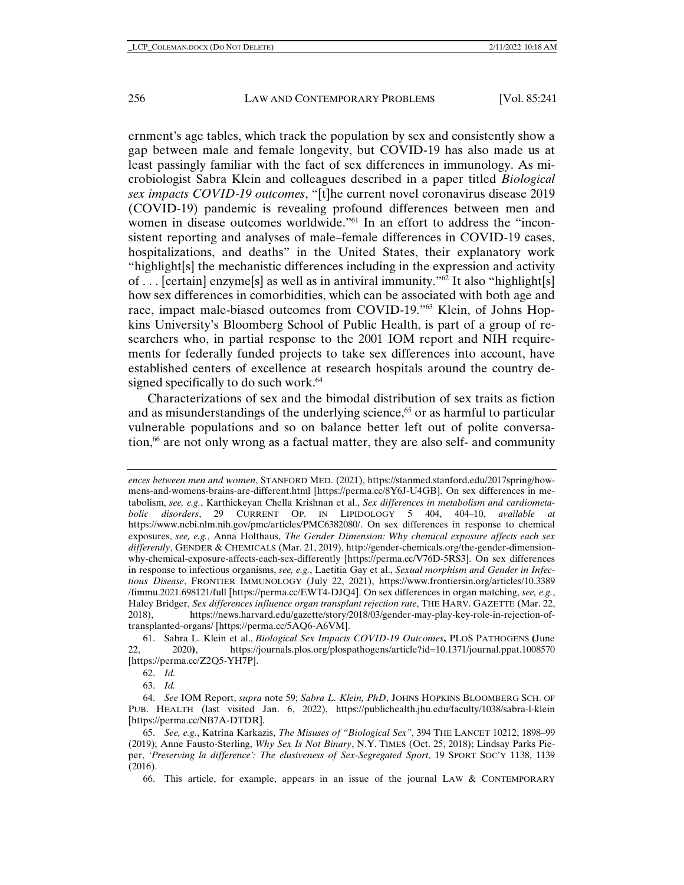ernment's age tables, which track the population by sex and consistently show a gap between male and female longevity, but COVID-19 has also made us at least passingly familiar with the fact of sex differences in immunology. As microbiologist Sabra Klein and colleagues described in a paper titled *Biological sex impacts COVID-19 outcomes*, "[t]he current novel coronavirus disease 2019 (COVID-19) pandemic is revealing profound differences between men and women in disease outcomes worldwide."[61] In an effort to address the "inconsistent reporting and analyses of male–female differences in COVID-19 cases, hospitalizations, and deaths" in the United States, their explanatory work "highlight[s] the mechanistic differences including in the expression and activity of . . . [certain] enzyme[s] as well as in antiviral immunity."[62] It also "highlight[s] how sex differences in comorbidities, which can be associated with both age and race, impact male-biased outcomes from COVID-19."[63] Klein, of Johns Hopkins University's Bloomberg School of Public Health, is part of a group of researchers who, in partial response to the 2001 IOM report and NIH requirements for federally funded projects to take sex differences into account, have established centers of excellence at research hospitals around the country designed specifically to do such work.[64]

Characterizations of sex and the bimodal distribution of sex traits as fiction and as misunderstandings of the underlying science,[65] or as harmful to particular vulnerable populations and so on balance better left out of polite conversation,[66] are not only wrong as a factual matter, they are also self- and community

---

*ences between men and women*, STANFORD MED. (2021), https://stanmed.stanford.edu/2017spring/howmens-and-womens-brains-are-different.html [https://perma.cc/8Y6J-U4GB]. On sex differences in metabolism, *see, e.g.*, Karthickeyan Chella Krishnan et al., *Sex differences in metabolism and cardiometabolic disorders*, 29 CURRENT OP. IN LIPIDOLOGY 5 404, 404–10, *available at* https://www.ncbi.nlm.nih.gov/pmc/articles/PMC6382080/. On sex differences in response to chemical exposures, *see, e.g.*, Anna Holthaus, *The Gender Dimension: Why chemical exposure affects each sex differently*, GENDER & CHEMICALS (Mar. 21, 2019), http://gender-chemicals.org/the-gender-dimensionwhy-chemical-exposure-affects-each-sex-differently [https://perma.cc/V76D-5RS3]. On sex differences in response to infectious organisms, *see, e.g.*, Laetitia Gay et al., *Sexual morphism and Gender in Infectious Disease*, FRONTIER IMMUNOLOGY (July 22, 2021), https://www.frontiersin.org/articles/10.3389/fimmu.2021.698121/full [https://perma.cc/EWT4-DJQ4]. On sex differences in organ matching, *see, e.g.*, Haley Bridger, *Sex differences influence organ transplant rejection rate*, THE HARV. GAZETTE (Mar. 22, 2018), https://news.harvard.edu/gazette/story/2018/03/gender-may-play-key-role-in-rejection-oftransplanted-organs/ [https://perma.cc/5AQ6-A6VM].

61. Sabra L. Klein et al., *Biological Sex Impacts COVID-19 Outcomes*, PLOS PATHOGENS (June 22, 2020), https://journals.plos.org/plospathogens/article?id=10.1371/journal.ppat.1008570 [https://perma.cc/Z2Q5-YH7P].

62. *Id.*

63. *Id.*

64. *See* IOM Report, *supra* note 59; *Sabra L. Klein, PhD*, JOHNS HOPKINS BLOOMBERG SCH. OF PUB. HEALTH (last visited Jan. 6, 2022), https://publichealth.jhu.edu/faculty/1038/sabra-l-klein [https://perma.cc/NB7A-DTDR].

65. *See, e.g.*, Katrina Karkazis, *The Misuses of "Biological Sex"*, 394 THE LANCET 10212, 1898–99 (2019); Anne Fausto-Sterling, *Why Sex Is Not Binary*, N.Y. TIMES (Oct. 25, 2018); Lindsay Parks Pieper, *'Preserving la difference': The elusiveness of Sex-Segregated Sport*, 19 SPORT SOC'Y 1138, 1139 (2016).

66. This article, for example, appears in an issue of the journal LAW & CONTEMPORARY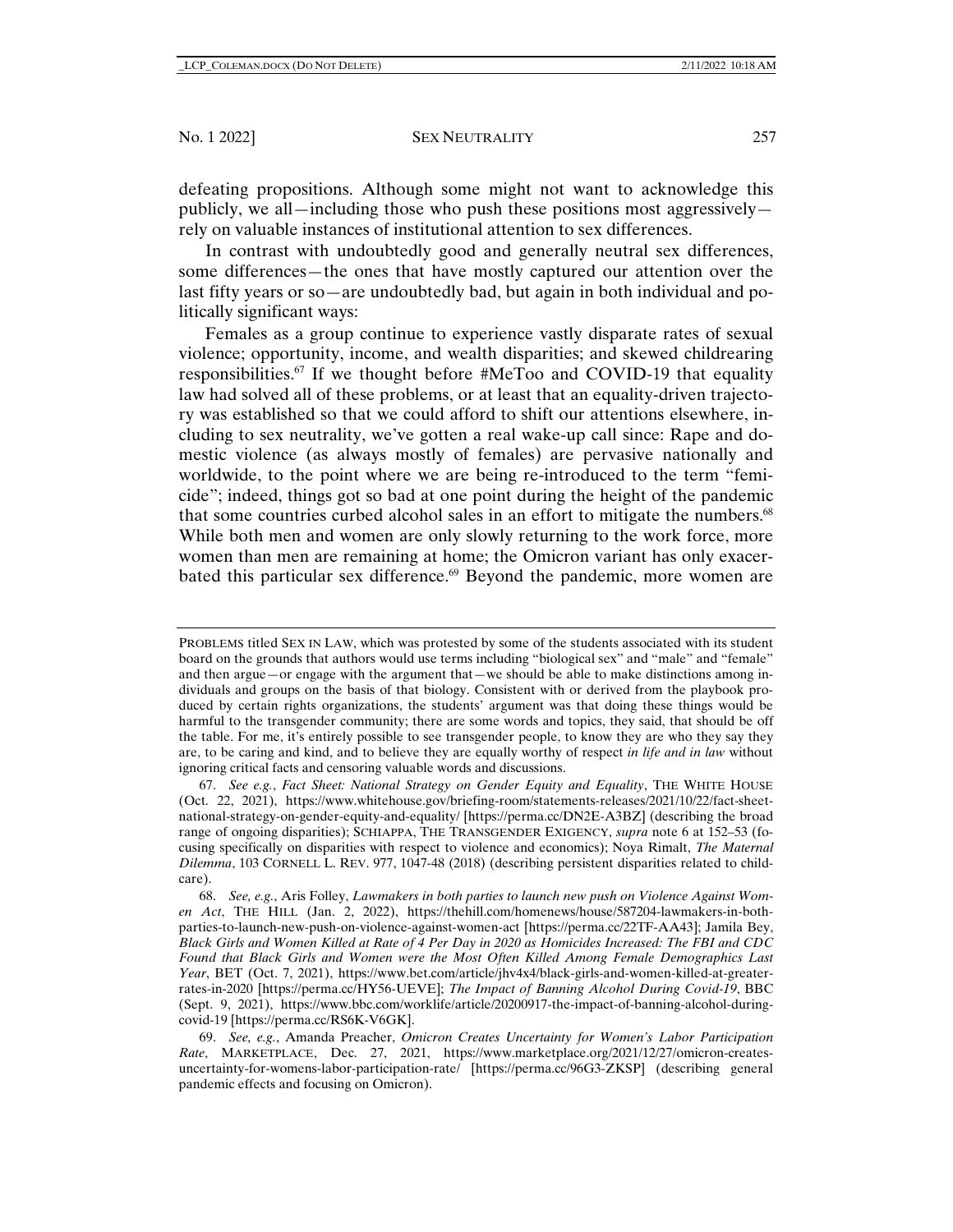defeating propositions. Although some might not want to acknowledge this publicly, we all—including those who push these positions most aggressively—rely on valuable instances of institutional attention to sex differences.

In contrast with undoubtedly good and generally neutral sex differences, some differences—the ones that have mostly captured our attention over the last fifty years or so—are undoubtedly bad, but again in both individual and politically significant ways:

Females as a group continue to experience vastly disparate rates of sexual violence; opportunity, income, and wealth disparities; and skewed childrearing responsibilities.[67] If we thought before #MeToo and COVID-19 that equality law had solved all of these problems, or at least that an equality-driven trajectory was established so that we could afford to shift our attentions elsewhere, including to sex neutrality, we've gotten a real wake-up call since: Rape and domestic violence (as always mostly of females) are pervasive nationally and worldwide, to the point where we are being re-introduced to the term "femicide"; indeed, things got so bad at one point during the height of the pandemic that some countries curbed alcohol sales in an effort to mitigate the numbers.[68] While both men and women are only slowly returning to the work force, more women than men are remaining at home; the Omicron variant has only exacerbated this particular sex difference.[69] Beyond the pandemic, more women are

---

PROBLEMS titled SEX IN LAW, which was protested by some of the students associated with its student board on the grounds that authors would use terms including "biological sex" and "male" and "female" and then argue—or engage with the argument that—we should be able to make distinctions among individuals and groups on the basis of that biology. Consistent with or derived from the playbook produced by certain rights organizations, the students' argument was that doing these things would be harmful to the transgender community; there are some words and topics, they said, that should be off the table. For me, it's entirely possible to see transgender people, to know they are who they say they are, to be caring and kind, and to believe they are equally worthy of respect *in life and in law* without ignoring critical facts and censoring valuable words and discussions.

67. *See e.g.*, *Fact Sheet: National Strategy on Gender Equity and Equality*, THE WHITE HOUSE (Oct. 22, 2021), https://www.whitehouse.gov/briefing-room/statements-releases/2021/10/22/fact-sheet-national-strategy-on-gender-equity-and-equality/ [https://perma.cc/DN2E-A3BZ] (describing the broad range of ongoing disparities); SCHIAPPA, THE TRANSGENDER EXIGENCY, *supra* note 6 at 152–53 (focusing specifically on disparities with respect to violence and economics); Noya Rimalt, *The Maternal Dilemma*, 103 CORNELL L. REV. 977, 1047-48 (2018) (describing persistent disparities related to childcare).

68. *See, e.g.*, Aris Folley, *Lawmakers in both parties to launch new push on Violence Against Women Act*, THE HILL (Jan. 2, 2022), https://thehill.com/homenews/house/587204-lawmakers-in-both-parties-to-launch-new-push-on-violence-against-women-act [https://perma.cc/22TF-AA43]; Jamila Bey, *Black Girls and Women Killed at Rate of 4 Per Day in 2020 as Homicides Increased: The FBI and CDC Found that Black Girls and Women were the Most Often Killed Among Female Demographics Last Year*, BET (Oct. 7, 2021), https://www.bet.com/article/jhv4x4/black-girls-and-women-killed-at-greater-rates-in-2020 [https://perma.cc/HY56-UEVE]; *The Impact of Banning Alcohol During Covid-19*, BBC (Sept. 9, 2021), https://www.bbc.com/worklife/article/20200917-the-impact-of-banning-alcohol-during-covid-19 [https://perma.cc/RS6K-V6GK].

69. *See, e.g.*, Amanda Preacher, *Omicron Creates Uncertainty for Women's Labor Participation Rate*, MARKETPLACE, Dec. 27, 2021, https://www.marketplace.org/2021/12/27/omicron-creates-uncertainty-for-womens-labor-participation-rate/ [https://perma.cc/96G3-ZKSP] (describing general pandemic effects and focusing on Omicron).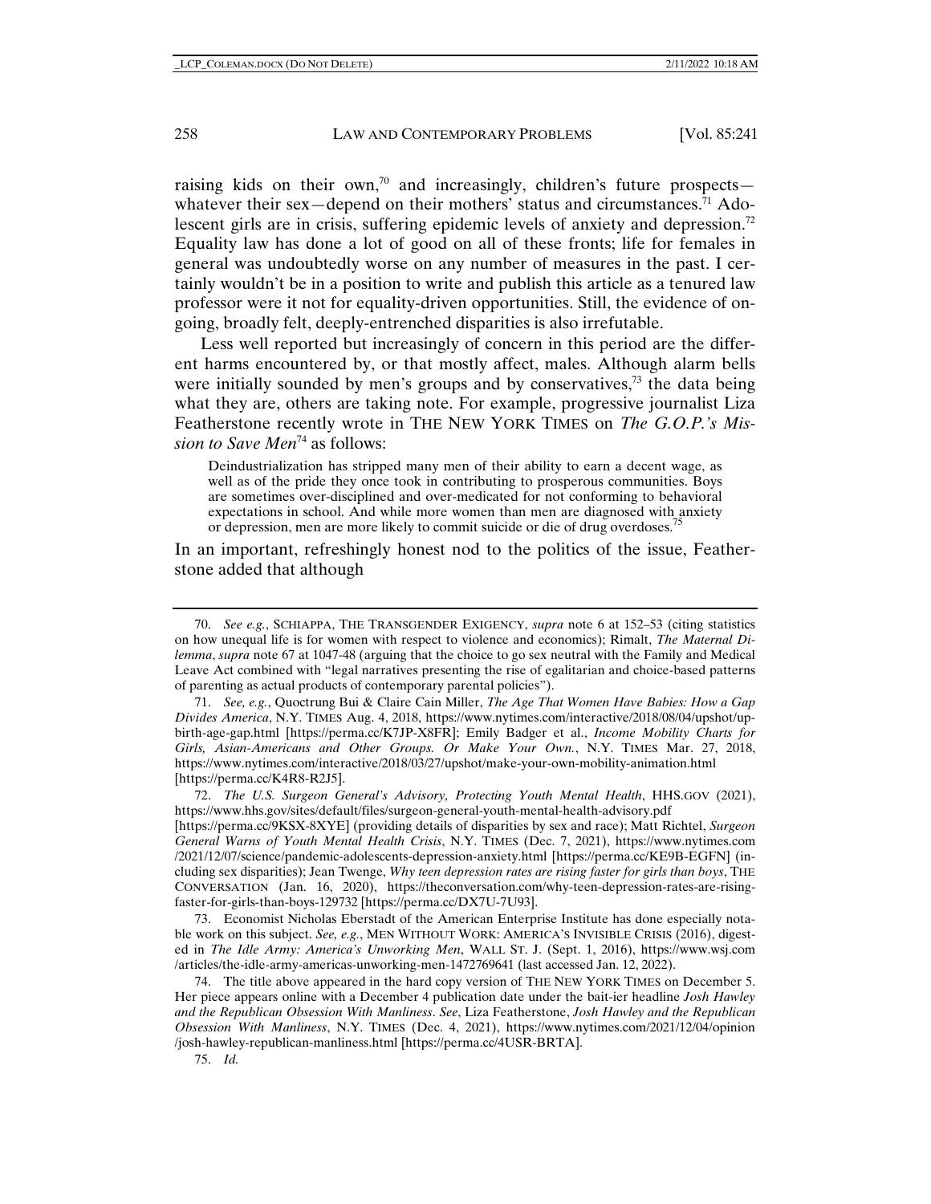raising kids on their own,[70] and increasingly, children's future prospects—whatever their sex—depend on their mothers' status and circumstances.[71] Adolescent girls are in crisis, suffering epidemic levels of anxiety and depression.[72] Equality law has done a lot of good on all of these fronts; life for females in general was undoubtedly worse on any number of measures in the past. I certainly wouldn't be in a position to write and publish this article as a tenured law professor were it not for equality-driven opportunities. Still, the evidence of ongoing, broadly felt, deeply-entrenched disparities is also irrefutable.

Less well reported but increasingly of concern in this period are the different harms encountered by, or that mostly affect, males. Although alarm bells were initially sounded by men's groups and by conservatives,[73] the data being what they are, others are taking note. For example, progressive journalist Liza Featherstone recently wrote in THE NEW YORK TIMES on *The G.O.P.'s Mission to Save Men*[74] as follows:

> Deindustrialization has stripped many men of their ability to earn a decent wage, as well as of the pride they once took in contributing to prosperous communities. Boys are sometimes over-disciplined and over-medicated for not conforming to behavioral expectations in school. And while more women than men are diagnosed with anxiety or depression, men are more likely to commit suicide or die of drug overdoses.[75]

In an important, refreshingly honest nod to the politics of the issue, Featherstone added that although

---

70. *See e.g.*, SCHIAPPA, THE TRANSGENDER EXIGENCY, *supra* note 6 at 152–53 (citing statistics on how unequal life is for women with respect to violence and economics); Rimalt, *The Maternal Dilemma*, *supra* note 67 at 1047-48 (arguing that the choice to go sex neutral with the Family and Medical Leave Act combined with "legal narratives presenting the rise of egalitarian and choice-based patterns of parenting as actual products of contemporary parental policies").

71. *See, e.g.*, Quoctrung Bui & Claire Cain Miller, *The Age That Women Have Babies: How a Gap Divides America*, N.Y. TIMES Aug. 4, 2018, https://www.nytimes.com/interactive/2018/08/04/upshot/up-birth-age-gap.html [https://perma.cc/K7JP-X8FR]; Emily Badger et al., *Income Mobility Charts for Girls, Asian-Americans and Other Groups. Or Make Your Own.*, N.Y. TIMES Mar. 27, 2018, https://www.nytimes.com/interactive/2018/03/27/upshot/make-your-own-mobility-animation.html [https://perma.cc/K4R8-R2J5].

72. *The U.S. Surgeon General's Advisory, Protecting Youth Mental Health*, HHS.GOV (2021), https://www.hhs.gov/sites/default/files/surgeon-general-youth-mental-health-advisory.pdf [https://perma.cc/9KSX-8XYE] (providing details of disparities by sex and race); Matt Richtel, *Surgeon General Warns of Youth Mental Health Crisis*, N.Y. TIMES (Dec. 7, 2021), https://www.nytimes.com/2021/12/07/science/pandemic-adolescents-depression-anxiety.html [https://perma.cc/KE9B-EGFN] (including sex disparities); Jean Twenge, *Why teen depression rates are rising faster for girls than boys*, THE CONVERSATION (Jan. 16, 2020), https://theconversation.com/why-teen-depression-rates-are-rising-faster-for-girls-than-boys-129732 [https://perma.cc/DX7U-7U93].

73. Economist Nicholas Eberstadt of the American Enterprise Institute has done especially notable work on this subject. *See, e.g.*, MEN WITHOUT WORK: AMERICA'S INVISIBLE CRISIS (2016), digested in *The Idle Army: America's Unworking Men*, WALL ST. J. (Sept. 1, 2016), https://www.wsj.com/articles/the-idle-army-americas-unworking-men-1472769641 (last accessed Jan. 12, 2022).

74. The title above appeared in the hard copy version of THE NEW YORK TIMES on December 5. Her piece appears online with a December 4 publication date under the bait-ier headline *Josh Hawley and the Republican Obsession With Manliness*. *See*, Liza Featherstone, *Josh Hawley and the Republican Obsession With Manliness*, N.Y. TIMES (Dec. 4, 2021), https://www.nytimes.com/2021/12/04/opinion/josh-hawley-republican-manliness.html [https://perma.cc/4USR-BRTA].

75. *Id.*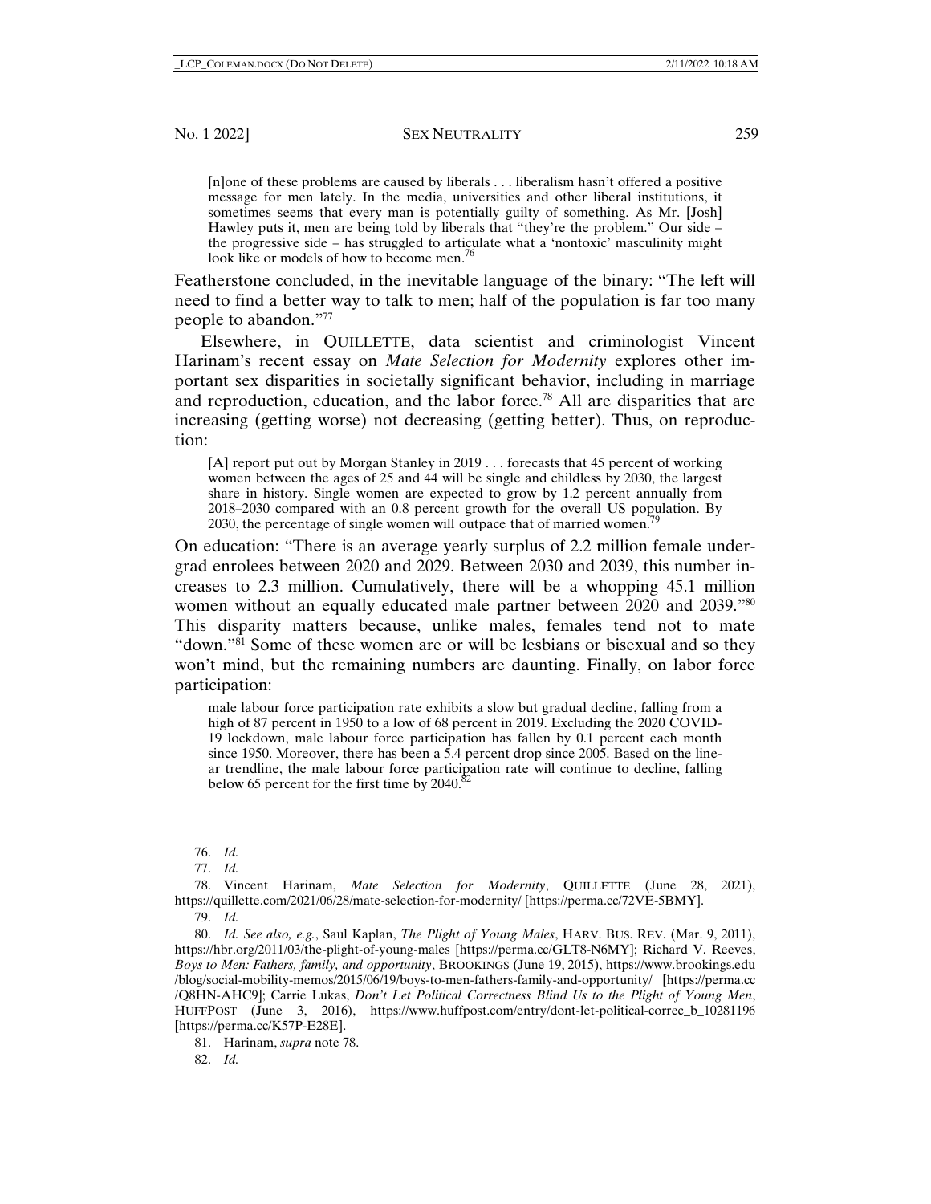> [n]one of these problems are caused by liberals . . . liberalism hasn't offered a positive message for men lately. In the media, universities and other liberal institutions, it sometimes seems that every man is potentially guilty of something. As Mr. [Josh] Hawley puts it, men are being told by liberals that "they're the problem." Our side – the progressive side – has struggled to articulate what a 'nontoxic' masculinity might look like or models of how to become men.[76]

Featherstone concluded, in the inevitable language of the binary: "The left will need to find a better way to talk to men; half of the population is far too many people to abandon."[77]

Elsewhere, in QUILLETTE, data scientist and criminologist Vincent Harinam's recent essay on *Mate Selection for Modernity* explores other important sex disparities in societally significant behavior, including in marriage and reproduction, education, and the labor force.[78] All are disparities that are increasing (getting worse) not decreasing (getting better). Thus, on reproduction:

> [A] report put out by Morgan Stanley in 2019 . . . forecasts that 45 percent of working women between the ages of 25 and 44 will be single and childless by 2030, the largest share in history. Single women are expected to grow by 1.2 percent annually from 2018–2030 compared with an 0.8 percent growth for the overall US population. By 2030, the percentage of single women will outpace that of married women.[79]

On education: "There is an average yearly surplus of 2.2 million female undergrad enrolees between 2020 and 2029. Between 2030 and 2039, this number increases to 2.3 million. Cumulatively, there will be a whopping 45.1 million women without an equally educated male partner between 2020 and 2039."[80] This disparity matters because, unlike males, females tend not to mate "down."[81] Some of these women are or will be lesbians or bisexual and so they won't mind, but the remaining numbers are daunting. Finally, on labor force participation:

> male labour force participation rate exhibits a slow but gradual decline, falling from a high of 87 percent in 1950 to a low of 68 percent in 2019. Excluding the 2020 COVID-19 lockdown, male labour force participation has fallen by 0.1 percent each month since 1950. Moreover, there has been a 5.4 percent drop since 2005. Based on the linear trendline, the male labour force participation rate will continue to decline, falling below 65 percent for the first time by 2040.[82]

---

76. *Id.*

77. *Id.*

78. Vincent Harinam, *Mate Selection for Modernity*, QUILLETTE (June 28, 2021), https://quillette.com/2021/06/28/mate-selection-for-modernity/ [https://perma.cc/72VE-5BMY].

79. *Id.*

80. *Id. See also, e.g.*, Saul Kaplan, *The Plight of Young Males*, HARV. BUS. REV. (Mar. 9, 2011), https://hbr.org/2011/03/the-plight-of-young-males [https://perma.cc/GLT8-N6MY]; Richard V. Reeves, *Boys to Men: Fathers, family, and opportunity*, BROOKINGS (June 19, 2015), https://www.brookings.edu/blog/social-mobility-memos/2015/06/19/boys-to-men-fathers-family-and-opportunity/ [https://perma.cc/Q8HN-AHC9]; Carrie Lukas, *Don't Let Political Correctness Blind Us to the Plight of Young Men*, HUFFPOST (June 3, 2016), https://www.huffpost.com/entry/dont-let-political-correc_b_10281196 [https://perma.cc/K57P-E28E].

81. Harinam, *supra* note 78.

82. *Id.*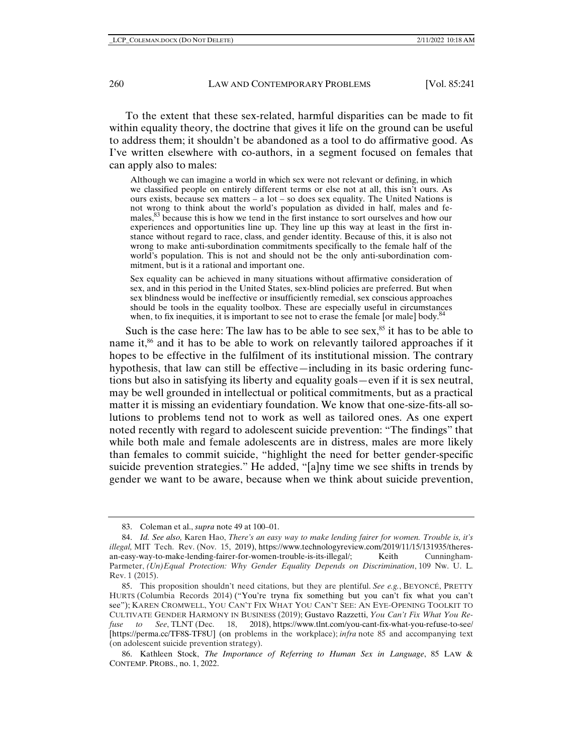To the extent that these sex-related, harmful disparities can be made to fit within equality theory, the doctrine that gives it life on the ground can be useful to address them; it shouldn't be abandoned as a tool to do affirmative good. As I've written elsewhere with co-authors, in a segment focused on females that can apply also to males:

> Although we can imagine a world in which sex were not relevant or defining, in which we classified people on entirely different terms or else not at all, this isn't ours. As ours exists, because sex matters – a lot – so does sex equality. The United Nations is not wrong to think about the world's population as divided in half, males and females,[83] because this is how we tend in the first instance to sort ourselves and how our experiences and opportunities line up. They line up this way at least in the first instance without regard to race, class, and gender identity. Because of this, it is also not wrong to make anti-subordination commitments specifically to the female half of the world's population. This is not and should not be the only anti-subordination commitment, but is it a rational and important one.
>
> Sex equality can be achieved in many situations without affirmative consideration of sex, and in this period in the United States, sex-blind policies are preferred. But when sex blindness would be ineffective or insufficiently remedial, sex conscious approaches should be tools in the equality toolbox. These are especially useful in circumstances when, to fix inequities, it is important to see not to erase the female [or male] body.[84]

Such is the case here: The law has to be able to see sex,[85] it has to be able to name it,[86] and it has to be able to work on relevantly tailored approaches if it hopes to be effective in the fulfilment of its institutional mission. The contrary hypothesis, that law can still be effective—including in its basic ordering functions but also in satisfying its liberty and equality goals—even if it is sex neutral, may be well grounded in intellectual or political commitments, but as a practical matter it is missing an evidentiary foundation. We know that one-size-fits-all solutions to problems tend not to work as well as tailored ones. As one expert noted recently with regard to adolescent suicide prevention: "The findings" that while both male and female adolescents are in distress, males are more likely than females to commit suicide, "highlight the need for better gender-specific suicide prevention strategies." He added, "[a]ny time we see shifts in trends by gender we want to be aware, because when we think about suicide prevention,

---

83. Coleman et al., *supra* note 49 at 100–01.

84. *Id. See also,* Karen Hao, *There's an easy way to make lending fairer for women. Trouble is, it's illegal,* MIT Tech. Rev. (Nov. 15, 2019), https://www.technologyreview.com/2019/11/15/131935/theres-an-easy-way-to-make-lending-fairer-for-women-trouble-is-its-illegal/; Keith Cunningham-Parmeter, *(Un)Equal Protection: Why Gender Equality Depends on Discrimination*, 109 Nw. U. L. Rev. 1 (2015).

85. This proposition shouldn't need citations, but they are plentiful. *See e.g.*, BEYONCÉ, PRETTY HURTS (Columbia Records 2014) ("You're tryna fix something but you can't fix what you can't see"); KAREN CROMWELL, YOU CAN'T FIX WHAT YOU CAN'T SEE: AN EYE-OPENING TOOLKIT TO CULTIVATE GENDER HARMONY IN BUSINESS (2019); Gustavo Razzetti, *You Can't Fix What You Refuse to See*, TLNT (Dec. 18, 2018), https://www.tlnt.com/you-cant-fix-what-you-refuse-to-see/ [https://perma.cc/TF8S-TF8U] (on problems in the workplace); *infra* note 85 and accompanying text (on adolescent suicide prevention strategy).

86. Kathleen Stock, *The Importance of Referring to Human Sex in Language*, 85 LAW & CONTEMP. PROBS., no. 1, 2022.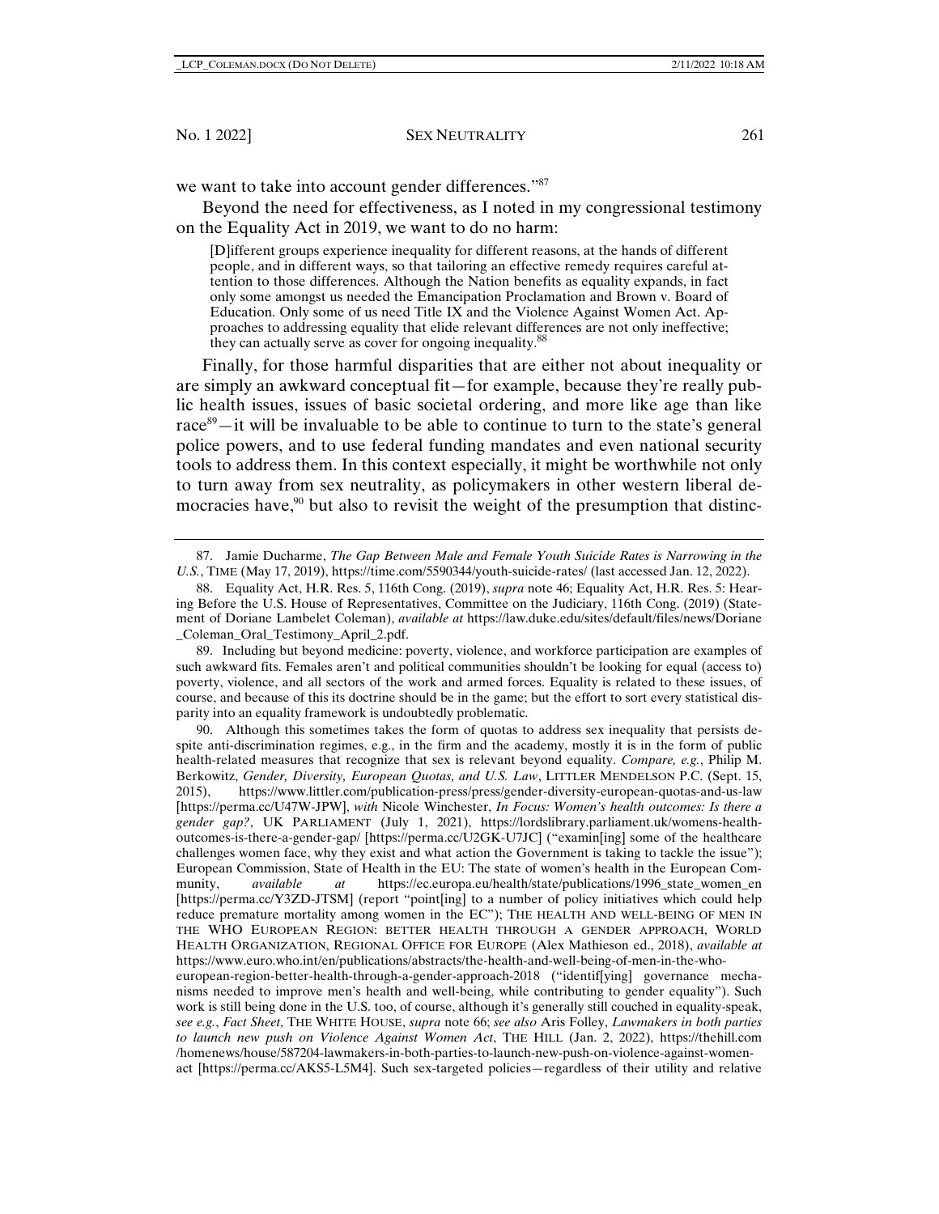we want to take into account gender differences."[87]

Beyond the need for effectiveness, as I noted in my congressional testimony on the Equality Act in 2019, we want to do no harm:

> [D]ifferent groups experience inequality for different reasons, at the hands of different people, and in different ways, so that tailoring an effective remedy requires careful attention to those differences. Although the Nation benefits as equality expands, in fact only some amongst us needed the Emancipation Proclamation and Brown v. Board of Education. Only some of us need Title IX and the Violence Against Women Act. Approaches to addressing equality that elide relevant differences are not only ineffective; they can actually serve as cover for ongoing inequality.[88]

Finally, for those harmful disparities that are either not about inequality or are simply an awkward conceptual fit—for example, because they're really public health issues, issues of basic societal ordering, and more like age than like race[89]—it will be invaluable to be able to continue to turn to the state's general police powers, and to use federal funding mandates and even national security tools to address them. In this context especially, it might be worthwhile not only to turn away from sex neutrality, as policymakers in other western liberal democracies have,[90] but also to revisit the weight of the presumption that distinc-

---

87. Jamie Ducharme, *The Gap Between Male and Female Youth Suicide Rates is Narrowing in the U.S.*, TIME (May 17, 2019), https://time.com/5590344/youth-suicide-rates/ (last accessed Jan. 12, 2022).

88. Equality Act, H.R. Res. 5, 116th Cong. (2019), *supra* note 46; Equality Act, H.R. Res. 5: Hearing Before the U.S. House of Representatives, Committee on the Judiciary, 116th Cong. (2019) (Statement of Doriane Lambelet Coleman), *available at* https://law.duke.edu/sites/default/files/news/Doriane_Coleman_Oral_Testimony_April_2.pdf.

89. Including but beyond medicine: poverty, violence, and workforce participation are examples of such awkward fits. Females aren't and political communities shouldn't be looking for equal (access to) poverty, violence, and all sectors of the work and armed forces. Equality is related to these issues, of course, and because of this its doctrine should be in the game; but the effort to sort every statistical disparity into an equality framework is undoubtedly problematic.

90. Although this sometimes takes the form of quotas to address sex inequality that persists despite anti-discrimination regimes, e.g., in the firm and the academy, mostly it is in the form of public health-related measures that recognize that sex is relevant beyond equality. *Compare, e.g.*, Philip M. Berkowitz, *Gender, Diversity, European Quotas, and U.S. Law*, LITTLER MENDELSON P.C. (Sept. 15, 2015), https://www.littler.com/publication-press/press/gender-diversity-european-quotas-and-us-law [https://perma.cc/U47W-JPW], *with* Nicole Winchester, *In Focus: Women's health outcomes: Is there a gender gap?*, UK PARLIAMENT (July 1, 2021), https://lordslibrary.parliament.uk/womens-health-outcomes-is-there-a-gender-gap/ [https://perma.cc/U2GK-U7JC] ("examin[ing] some of the healthcare challenges women face, why they exist and what action the Government is taking to tackle the issue"); European Commission, State of Health in the EU: The state of women's health in the European Community, *available at* https://ec.europa.eu/health/state/publications/1996_state_women_en [https://perma.cc/Y3ZD-JTSM] (report "point[ing] to a number of policy initiatives which could help reduce premature mortality among women in the EC"); THE HEALTH AND WELL-BEING OF MEN IN THE WHO EUROPEAN REGION: BETTER HEALTH THROUGH A GENDER APPROACH, WORLD HEALTH ORGANIZATION, REGIONAL OFFICE FOR EUROPE (Alex Mathieson ed., 2018), *available at* https://www.euro.who.int/en/publications/abstracts/the-health-and-well-being-of-men-in-the-who-european-region-better-health-through-a-gender-approach-2018 ("identif[ying] governance mechanisms needed to improve men's health and well-being, while contributing to gender equality"). Such work is still being done in the U.S. too, of course, although it's generally still couched in equality-speak, *see e.g.*, *Fact Sheet*, THE WHITE HOUSE, *supra* note 66; *see also* Aris Folley, *Lawmakers in both parties to launch new push on Violence Against Women Act*, THE HILL (Jan. 2, 2022), https://thehill.com/homenews/house/587204-lawmakers-in-both-parties-to-launch-new-push-on-violence-against-women-act [https://perma.cc/AKS5-L5M4]. Such sex-targeted policies—regardless of their utility and relative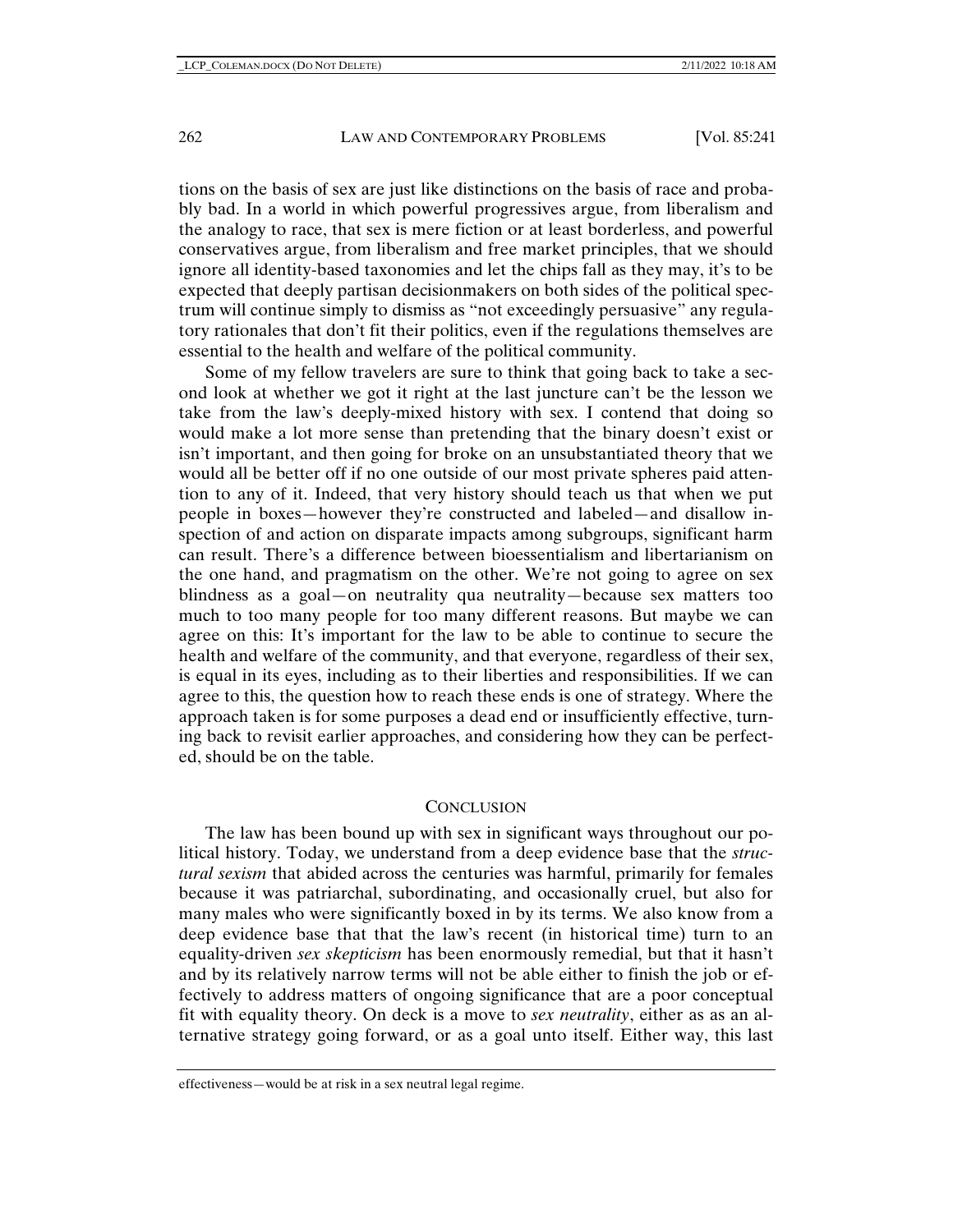tions on the basis of sex are just like distinctions on the basis of race and probably bad. In a world in which powerful progressives argue, from liberalism and the analogy to race, that sex is mere fiction or at least borderless, and powerful conservatives argue, from liberalism and free market principles, that we should ignore all identity-based taxonomies and let the chips fall as they may, it's to be expected that deeply partisan decisionmakers on both sides of the political spectrum will continue simply to dismiss as "not exceedingly persuasive" any regulatory rationales that don't fit their politics, even if the regulations themselves are essential to the health and welfare of the political community.

Some of my fellow travelers are sure to think that going back to take a second look at whether we got it right at the last juncture can't be the lesson we take from the law's deeply-mixed history with sex. I contend that doing so would make a lot more sense than pretending that the binary doesn't exist or isn't important, and then going for broke on an unsubstantiated theory that we would all be better off if no one outside of our most private spheres paid attention to any of it. Indeed, that very history should teach us that when we put people in boxes—however they're constructed and labeled—and disallow inspection of and action on disparate impacts among subgroups, significant harm can result. There's a difference between bioessentialism and libertarianism on the one hand, and pragmatism on the other. We're not going to agree on sex blindness as a goal—on neutrality qua neutrality—because sex matters too much to too many people for too many different reasons. But maybe we can agree on this: It's important for the law to be able to continue to secure the health and welfare of the community, and that everyone, regardless of their sex, is equal in its eyes, including as to their liberties and responsibilities. If we can agree to this, the question how to reach these ends is one of strategy. Where the approach taken is for some purposes a dead end or insufficiently effective, turning back to revisit earlier approaches, and considering how they can be perfected, should be on the table.

## CONCLUSION

The law has been bound up with sex in significant ways throughout our political history. Today, we understand from a deep evidence base that the *structural sexism* that abided across the centuries was harmful, primarily for females because it was patriarchal, subordinating, and occasionally cruel, but also for many males who were significantly boxed in by its terms. We also know from a deep evidence base that that the law's recent (in historical time) turn to an equality-driven *sex skepticism* has been enormously remedial, but that it hasn't and by its relatively narrow terms will not be able either to finish the job or effectively to address matters of ongoing significance that are a poor conceptual fit with equality theory. On deck is a move to *sex neutrality*, either as as an alternative strategy going forward, or as a goal unto itself. Either way, this last

effectiveness—would be at risk in a sex neutral legal regime.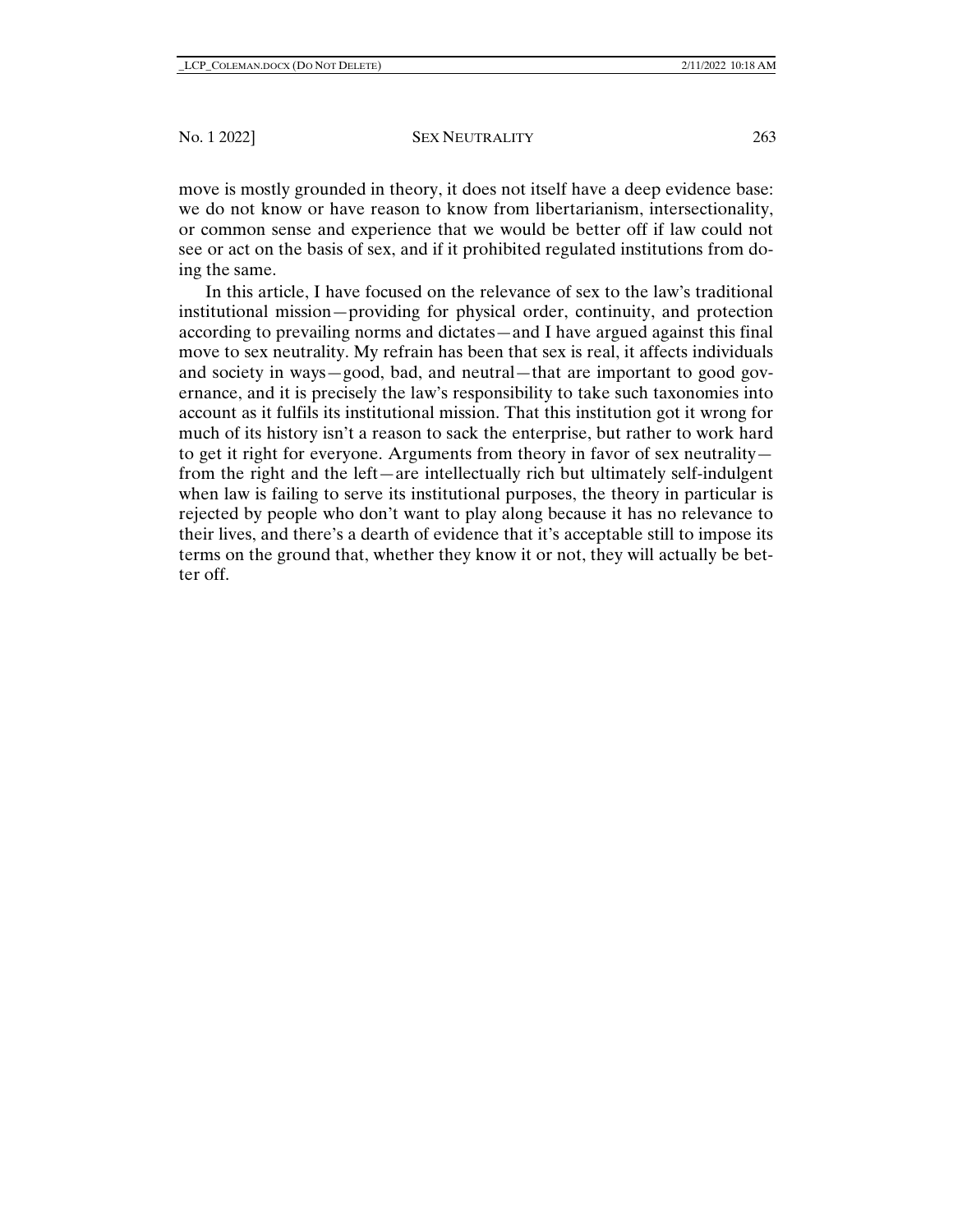move is mostly grounded in theory, it does not itself have a deep evidence base: we do not know or have reason to know from libertarianism, intersectionality, or common sense and experience that we would be better off if law could not see or act on the basis of sex, and if it prohibited regulated institutions from doing the same.

In this article, I have focused on the relevance of sex to the law's traditional institutional mission—providing for physical order, continuity, and protection according to prevailing norms and dictates—and I have argued against this final move to sex neutrality. My refrain has been that sex is real, it affects individuals and society in ways—good, bad, and neutral—that are important to good governance, and it is precisely the law's responsibility to take such taxonomies into account as it fulfils its institutional mission. That this institution got it wrong for much of its history isn't a reason to sack the enterprise, but rather to work hard to get it right for everyone. Arguments from theory in favor of sex neutrality—from the right and the left—are intellectually rich but ultimately self-indulgent when law is failing to serve its institutional purposes, the theory in particular is rejected by people who don't want to play along because it has no relevance to their lives, and there's a dearth of evidence that it's acceptable still to impose its terms on the ground that, whether they know it or not, they will actually be better off.